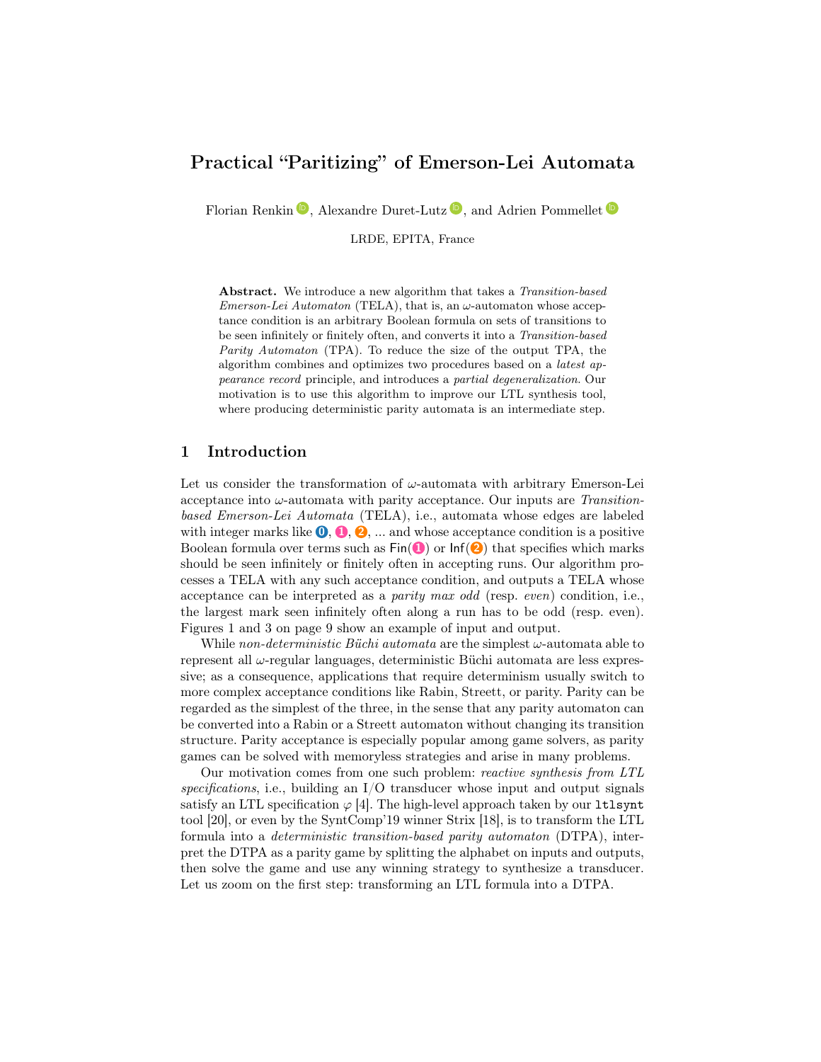# Practical "Paritizing" of Emerson-Lei Automata

Florian Renkin, Alexandre Duret-Lutz, and Adrien Pommellet

LRDE, EPITA, France

**Abstract.** We introduce a new algorithm that takes a *Transition-based Emerson-Lei Automaton* (TELA), that is, an $\omega$-automaton whose acceptance condition is an arbitrary Boolean formula on sets of transitions to be seen infinitely or finitely often, and converts it into a *Transition-based Parity Automaton* (TPA). To reduce the size of the output TPA, the algorithm combines and optimizes two procedures based on a *latest appearance record* principle, and introduces a *partial degeneralization*. Our motivation is to use this algorithm to improve our LTL synthesis tool, where producing deterministic parity automata is an intermediate step.

## 1 Introduction

Let us consider the transformation of $\omega$-automata with arbitrary Emerson-Lei acceptance into $\omega$-automata with parity acceptance. Our inputs are *Transition-based Emerson-Lei Automata* (TELA), i.e., automata whose edges are labeled with integer marks like ⓿, ❶, ❷, ... and whose acceptance condition is a positive Boolean formula over terms such as Fin(❶) or Inf(❷) that specifies which marks should be seen infinitely or finitely often in accepting runs. Our algorithm processes a TELA with any such acceptance condition, and outputs a TELA whose acceptance can be interpreted as a *parity max odd* (resp. *even*) condition, i.e., the largest mark seen infinitely often along a run has to be odd (resp. even). Figures 1 and 3 on page 9 show an example of input and output.

While *non-deterministic Büchi automata* are the simplest $\omega$-automata able to represent all $\omega$-regular languages, deterministic Büchi automata are less expressive; as a consequence, applications that require determinism usually switch to more complex acceptance conditions like Rabin, Streett, or parity. Parity can be regarded as the simplest of the three, in the sense that any parity automaton can be converted into a Rabin or a Streett automaton without changing its transition structure. Parity acceptance is especially popular among game solvers, as parity games can be solved with memoryless strategies and arise in many problems.

Our motivation comes from one such problem: *reactive synthesis from LTL specifications*, i.e., building an I/O transducer whose input and output signals satisfy an LTL specification $\varphi$ [4]. The high-level approach taken by our `ltlsynt` tool [20], or even by the SyntComp'19 winner Strix [18], is to transform the LTL formula into a *deterministic transition-based parity automaton* (DTPA), interpret the DTPA as a parity game by splitting the alphabet on inputs and outputs, then solve the game and use any winning strategy to synthesize a transducer. Let us zoom on the first step: transforming an LTL formula into a DTPA.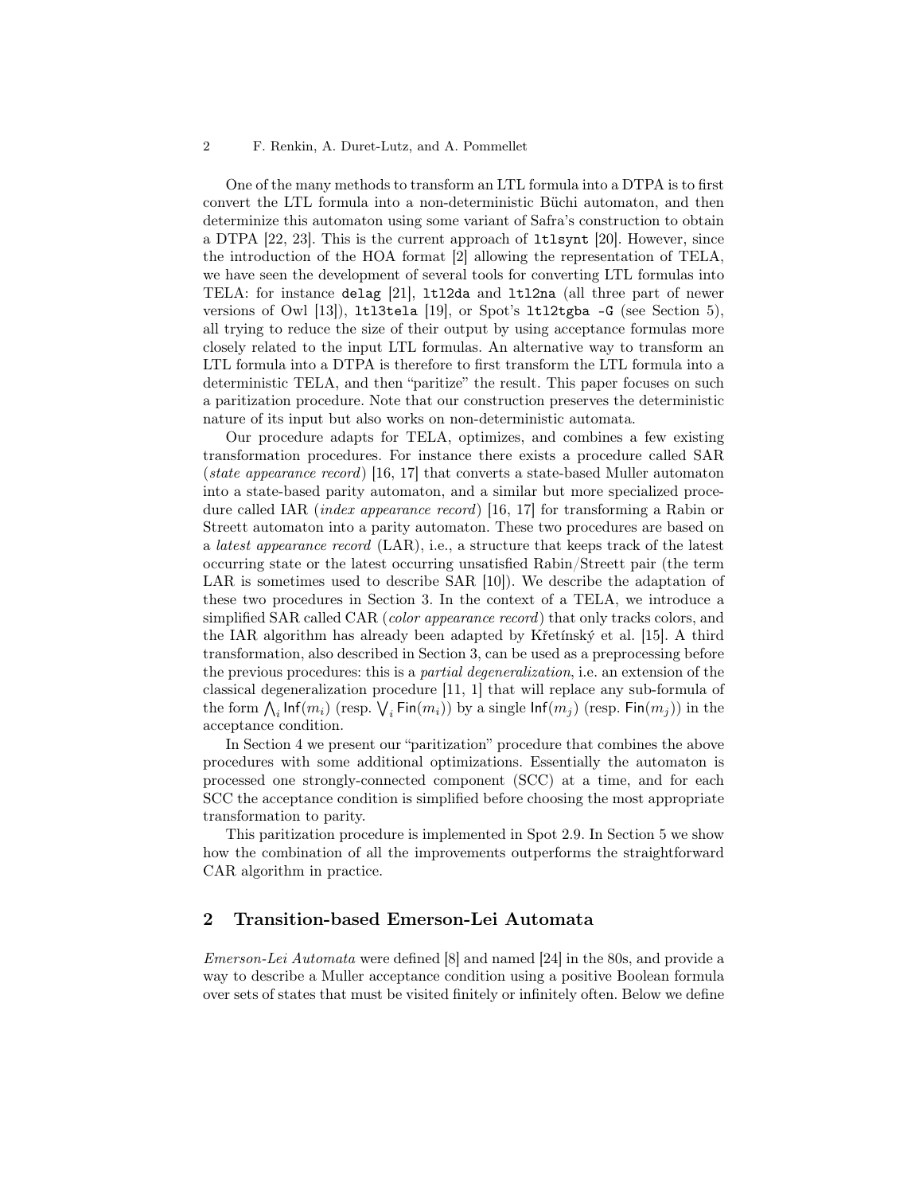One of the many methods to transform an LTL formula into a DTPA is to first convert the LTL formula into a non-deterministic Büchi automaton, and then determinize this automaton using some variant of Safra's construction to obtain a DTPA [22, 23]. This is the current approach of `ltlsynt` [20]. However, since the introduction of the HOA format [2] allowing the representation of TELA, we have seen the development of several tools for converting LTL formulas into TELA: for instance `delag` [21], `ltl2da` and `ltl2na` (all three part of newer versions of Owl [13]), `ltl3tela` [19], or Spot's `ltl2tgba -G` (see Section 5), all trying to reduce the size of their output by using acceptance formulas more closely related to the input LTL formulas. An alternative way to transform an LTL formula into a DTPA is therefore to first transform the LTL formula into a deterministic TELA, and then "paritize" the result. This paper focuses on such a paritization procedure. Note that our construction preserves the deterministic nature of its input but also works on non-deterministic automata.

Our procedure adapts for TELA, optimizes, and combines a few existing transformation procedures. For instance there exists a procedure called SAR (*state appearance record*) [16, 17] that converts a state-based Muller automaton into a state-based parity automaton, and a similar but more specialized procedure called IAR (*index appearance record*) [16, 17] for transforming a Rabin or Streett automaton into a parity automaton. These two procedures are based on a *latest appearance record* (LAR), i.e., a structure that keeps track of the latest occurring state or the latest occurring unsatisfied Rabin/Streett pair (the term LAR is sometimes used to describe SAR [10]). We describe the adaptation of these two procedures in Section 3. In the context of a TELA, we introduce a simplified SAR called CAR (*color appearance record*) that only tracks colors, and the IAR algorithm has already been adapted by Křetínský et al. [15]. A third transformation, also described in Section 3, can be used as a preprocessing before the previous procedures: this is a *partial degeneralization*, i.e. an extension of the classical degeneralization procedure [11, 1] that will replace any sub-formula of the form $\bigwedge_i \mathsf{Inf}(m_i)$ (resp. $\bigvee_i \mathsf{Fin}(m_i)$) by a single $\mathsf{Inf}(m_j)$ (resp. $\mathsf{Fin}(m_j)$) in the acceptance condition.

In Section 4 we present our "paritization" procedure that combines the above procedures with some additional optimizations. Essentially the automaton is processed one strongly-connected component (SCC) at a time, and for each SCC the acceptance condition is simplified before choosing the most appropriate transformation to parity.

This paritization procedure is implemented in Spot 2.9. In Section 5 we show how the combination of all the improvements outperforms the straightforward CAR algorithm in practice.

## 2 Transition-based Emerson-Lei Automata

*Emerson-Lei Automata* were defined [8] and named [24] in the 80s, and provide a way to describe a Muller acceptance condition using a positive Boolean formula over sets of states that must be visited finitely or infinitely often. Below we define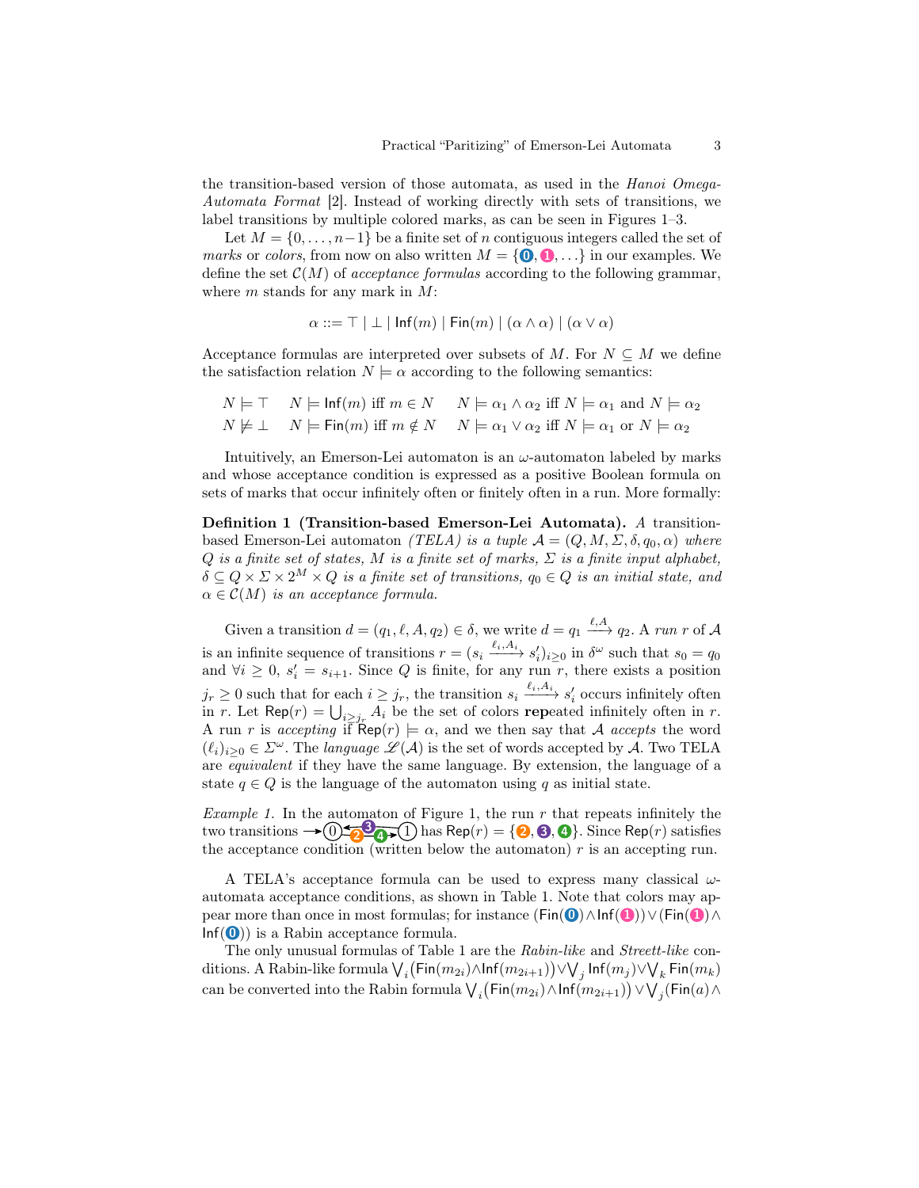the transition-based version of those automata, as used in the *Hanoi Omega-Automata Format* [2]. Instead of working directly with sets of transitions, we label transitions by multiple colored marks, as can be seen in Figures 1–3.

Let $M = \{0, \ldots, n-1\}$ be a finite set of $n$ contiguous integers called the set of *marks* or *colors*, from now on also written $M = \{⓿, ❶, \ldots\}$ in our examples. We define the set $\mathcal{C}(M)$ of *acceptance formulas* according to the following grammar, where $m$ stands for any mark in $M$:

$$\alpha ::= \top \mid \bot \mid \mathsf{Inf}(m) \mid \mathsf{Fin}(m) \mid (\alpha \wedge \alpha) \mid (\alpha \vee \alpha)$$

Acceptance formulas are interpreted over subsets of $M$. For $N \subseteq M$ we define the satisfaction relation $N \models \alpha$ according to the following semantics:

$$\begin{array}{lll} N \models \top & N \models \mathsf{Inf}(m) \text{ iff } m \in N & N \models \alpha_1 \wedge \alpha_2 \text{ iff } N \models \alpha_1 \text{ and } N \models \alpha_2 \\ N \not\models \bot & N \models \mathsf{Fin}(m) \text{ iff } m \notin N & N \models \alpha_1 \vee \alpha_2 \text{ iff } N \models \alpha_1 \text{ or } N \models \alpha_2 \end{array}$$

Intuitively, an Emerson-Lei automaton is an $\omega$-automaton labeled by marks and whose acceptance condition is expressed as a positive Boolean formula on sets of marks that occur infinitely often or finitely often in a run. More formally:

**Definition 1 (Transition-based Emerson-Lei Automata).** *A* transition-based Emerson-Lei automaton *(TELA) is a tuple $\mathcal{A} = (Q, M, \Sigma, \delta, q_0, \alpha)$ where $Q$ is a finite set of states, $M$ is a finite set of marks, $\Sigma$ is a finite input alphabet, $\delta \subseteq Q \times \Sigma \times 2^M \times Q$ is a finite set of transitions, $q_0 \in Q$ is an initial state, and $\alpha \in \mathcal{C}(M)$ is an acceptance formula.*

Given a transition $d = (q_1, \ell, A, q_2) \in \delta$, we write $d = q_1 \xrightarrow{\ell, A} q_2$. A *run* $r$ of $\mathcal{A}$ is an infinite sequence of transitions $r = (s_i \xrightarrow{\ell_i, A_i} s'_i)_{i \geq 0}$ in $\delta^\omega$ such that $s_0 = q_0$ and $\forall i \geq 0$, $s'_i = s_{i+1}$. Since $Q$ is finite, for any run $r$, there exists a position $j_r \geq 0$ such that for each $i \geq j_r$, the transition $s_i \xrightarrow{\ell_i, A_i} s'_i$ occurs infinitely often in $r$. Let $\mathsf{Rep}(r) = \bigcup_{i \geq j_r} A_i$ be the set of colors **rep**eated infinitely often in $r$. A run $r$ is *accepting* if $\mathsf{Rep}(r) \models \alpha$, and we then say that $\mathcal{A}$ *accepts* the word $(\ell_i)_{i \geq 0} \in \Sigma^\omega$. The *language* $\mathscr{L}(\mathcal{A})$ is the set of words accepted by $\mathcal{A}$. Two TELA are *equivalent* if they have the same language. By extension, the language of a state $q \in Q$ is the language of the automaton using $q$ as initial state.

*Example 1.* In the automaton of Figure 1, the run $r$ that repeats infinitely the two transitions →⓪ ⇄ ① (with marks ❷, ❸ on one transition and ❹ on the other) has $\mathsf{Rep}(r) = \{❷, ❸, ❹\}$. Since $\mathsf{Rep}(r)$ satisfies the acceptance condition (written below the automaton) $r$ is an accepting run.

A TELA's acceptance formula can be used to express many classical $\omega$-automata acceptance conditions, as shown in Table 1. Note that colors may appear more than once in most formulas; for instance $(\mathsf{Fin}(⓿) \wedge \mathsf{Inf}(❶)) \vee (\mathsf{Fin}(❶) \wedge \mathsf{Inf}(⓿))$ is a Rabin acceptance formula.

The only unusual formulas of Table 1 are the *Rabin-like* and *Streett-like* conditions. A Rabin-like formula $\bigvee_i \big(\mathsf{Fin}(m_{2i}) \wedge \mathsf{Inf}(m_{2i+1})\big) \vee \bigvee_j \mathsf{Inf}(m_j) \vee \bigvee_k \mathsf{Fin}(m_k)$ can be converted into the Rabin formula $\bigvee_i \big(\mathsf{Fin}(m_{2i}) \wedge \mathsf{Inf}(m_{2i+1})\big) \vee \bigvee_j (\mathsf{Fin}(a) \wedge$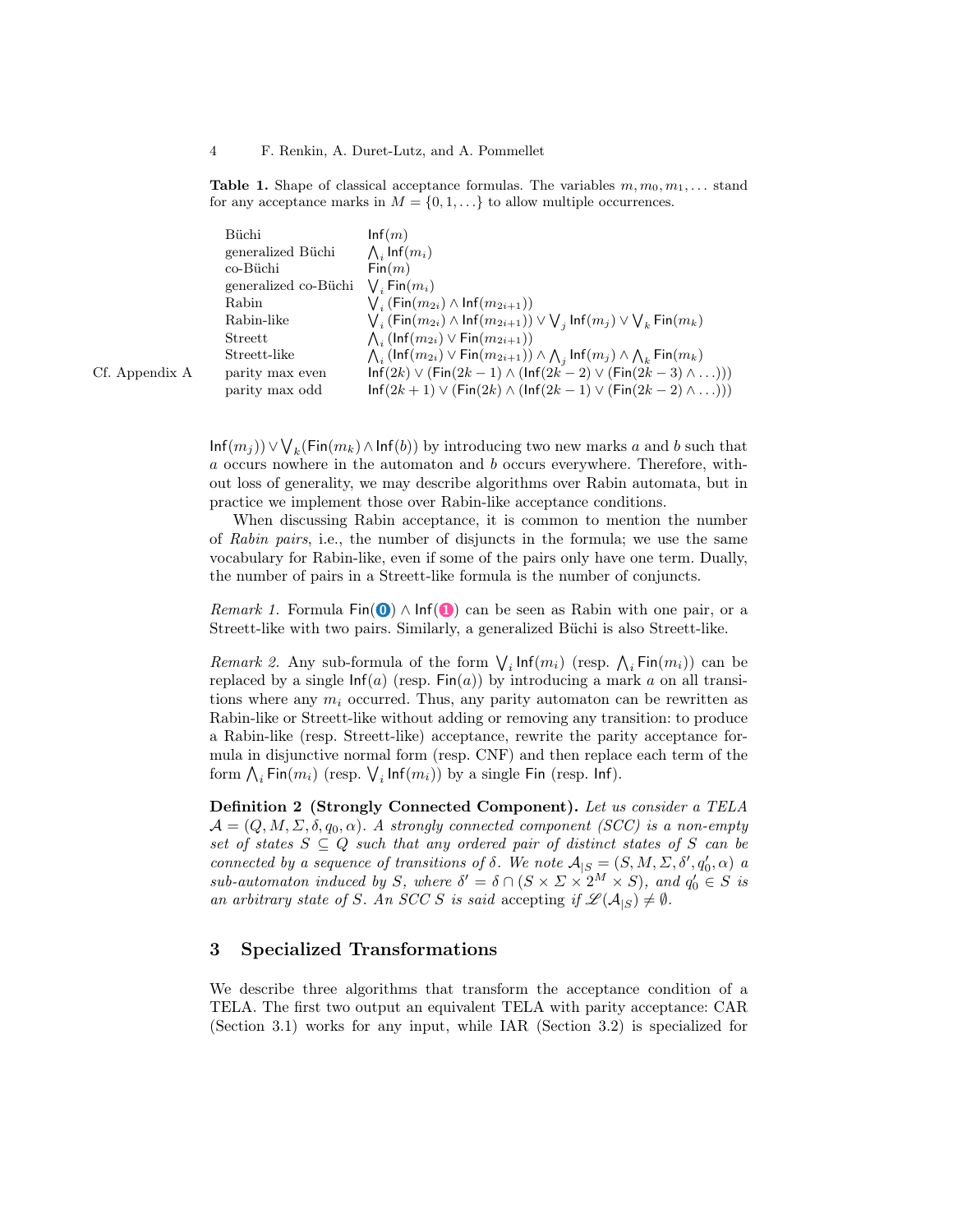**Table 1.** Shape of classical acceptance formulas. The variables $m, m_0, m_1, \ldots$ stand for any acceptance marks in $M = \{0, 1, \ldots\}$ to allow multiple occurrences.

| | |
|---|---|
| Büchi | $\mathsf{Inf}(m)$ |
| generalized Büchi | $\bigwedge_i \mathsf{Inf}(m_i)$ |
| co-Büchi | $\mathsf{Fin}(m)$ |
| generalized co-Büchi | $\bigvee_i \mathsf{Fin}(m_i)$ |
| Rabin | $\bigvee_i (\mathsf{Fin}(m_{2i}) \wedge \mathsf{Inf}(m_{2i+1}))$ |
| Rabin-like | $\bigvee_i (\mathsf{Fin}(m_{2i}) \wedge \mathsf{Inf}(m_{2i+1})) \vee \bigvee_j \mathsf{Inf}(m_j) \vee \bigvee_k \mathsf{Fin}(m_k)$ |
| Streett | $\bigwedge_i (\mathsf{Inf}(m_{2i}) \vee \mathsf{Fin}(m_{2i+1}))$ |
| Streett-like | $\bigwedge_i (\mathsf{Inf}(m_{2i}) \vee \mathsf{Fin}(m_{2i+1})) \wedge \bigwedge_j \mathsf{Inf}(m_j) \wedge \bigwedge_k \mathsf{Fin}(m_k)$ |
| parity max even | $\mathsf{Inf}(2k) \vee (\mathsf{Fin}(2k-1) \wedge (\mathsf{Inf}(2k-2) \vee (\mathsf{Fin}(2k-3) \wedge \ldots)))$ |
| parity max odd | $\mathsf{Inf}(2k+1) \vee (\mathsf{Fin}(2k) \wedge (\mathsf{Inf}(2k-1) \vee (\mathsf{Fin}(2k-2) \wedge \ldots)))$ |

Cf. Appendix A

$\mathsf{Inf}(m_j)) \vee \bigvee_k(\mathsf{Fin}(m_k) \wedge \mathsf{Inf}(b))$ by introducing two new marks $a$ and $b$ such that $a$ occurs nowhere in the automaton and $b$ occurs everywhere. Therefore, without loss of generality, we may describe algorithms over Rabin automata, but in practice we implement those over Rabin-like acceptance conditions.

When discussing Rabin acceptance, it is common to mention the number of *Rabin pairs*, i.e., the number of disjuncts in the formula; we use the same vocabulary for Rabin-like, even if some of the pairs only have one term. Dually, the number of pairs in a Streett-like formula is the number of conjuncts.

*Remark 1.* Formula $\mathsf{Fin}(0) \wedge \mathsf{Inf}(1)$ can be seen as Rabin with one pair, or a Streett-like with two pairs. Similarly, a generalized Büchi is also Streett-like.

*Remark 2.* Any sub-formula of the form $\bigvee_i \mathsf{Inf}(m_i)$ (resp. $\bigwedge_i \mathsf{Fin}(m_i)$) can be replaced by a single $\mathsf{Inf}(a)$ (resp. $\mathsf{Fin}(a)$) by introducing a mark $a$ on all transitions where any $m_i$ occurred. Thus, any parity automaton can be rewritten as Rabin-like or Streett-like without adding or removing any transition: to produce a Rabin-like (resp. Streett-like) acceptance, rewrite the parity acceptance formula in disjunctive normal form (resp. CNF) and then replace each term of the form $\bigwedge_i \mathsf{Fin}(m_i)$ (resp. $\bigvee_i \mathsf{Inf}(m_i)$) by a single $\mathsf{Fin}$ (resp. $\mathsf{Inf}$).

**Definition 2 (Strongly Connected Component).** *Let us consider a TELA $\mathcal{A} = (Q, M, \Sigma, \delta, q_0, \alpha)$. A strongly connected component (SCC) is a non-empty set of states $S \subseteq Q$ such that any ordered pair of distinct states of $S$ can be connected by a sequence of transitions of $\delta$. We note $\mathcal{A}_{|S} = (S, M, \Sigma, \delta', q_0', \alpha)$ a sub-automaton induced by $S$, where $\delta' = \delta \cap (S \times \Sigma \times 2^M \times S)$, and $q_0' \in S$ is an arbitrary state of $S$. An SCC $S$ is said* accepting *if $\mathscr{L}(\mathcal{A}_{|S}) \neq \emptyset$.*

## 3 Specialized Transformations

We describe three algorithms that transform the acceptance condition of a TELA. The first two output an equivalent TELA with parity acceptance: CAR (Section 3.1) works for any input, while IAR (Section 3.2) is specialized for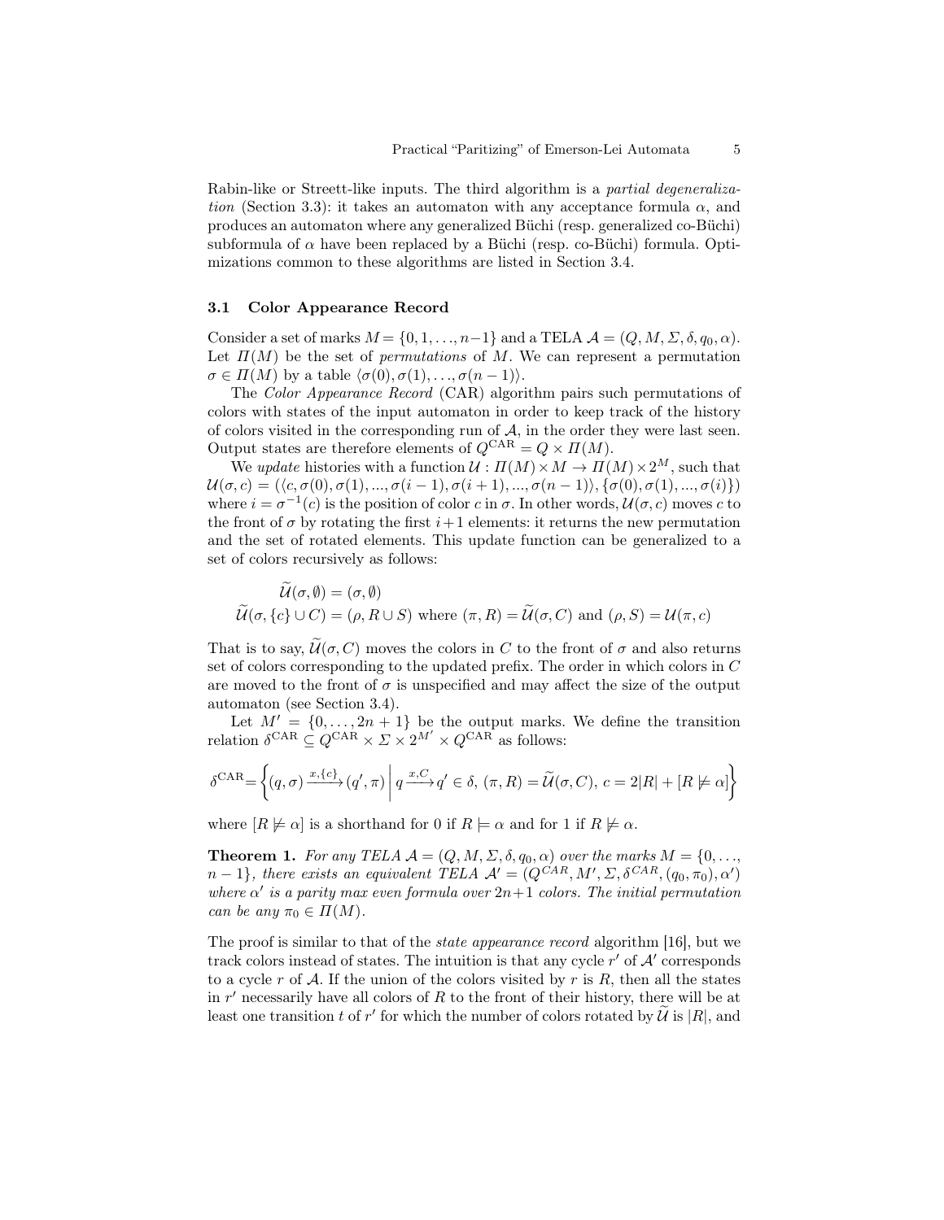Rabin-like or Streett-like inputs. The third algorithm is a *partial degeneralization* (Section 3.3): it takes an automaton with any acceptance formula $\alpha$, and produces an automaton where any generalized Büchi (resp. generalized co-Büchi) subformula of $\alpha$ have been replaced by a Büchi (resp. co-Büchi) formula. Optimizations common to these algorithms are listed in Section 3.4.

### 3.1 Color Appearance Record

Consider a set of marks $M = \{0, 1, \ldots, n-1\}$ and a TELA $\mathcal{A} = (Q, M, \Sigma, \delta, q_0, \alpha)$. Let $\Pi(M)$ be the set of *permutations* of $M$. We can represent a permutation $\sigma \in \Pi(M)$ by a table $\langle \sigma(0), \sigma(1), \ldots, \sigma(n-1) \rangle$.

The *Color Appearance Record* (CAR) algorithm pairs such permutations of colors with states of the input automaton in order to keep track of the history of colors visited in the corresponding run of $\mathcal{A}$, in the order they were last seen. Output states are therefore elements of $Q^{\text{CAR}} = Q \times \Pi(M)$.

We *update* histories with a function $\mathcal{U} : \Pi(M) \times M \to \Pi(M) \times 2^M$, such that $\mathcal{U}(\sigma, c) = (\langle c, \sigma(0), \sigma(1), ..., \sigma(i-1), \sigma(i+1), ..., \sigma(n-1) \rangle, \{\sigma(0), \sigma(1), ..., \sigma(i)\})$ where $i = \sigma^{-1}(c)$ is the position of color $c$ in $\sigma$. In other words, $\mathcal{U}(\sigma, c)$ moves $c$ to the front of $\sigma$ by rotating the first $i+1$ elements: it returns the new permutation and the set of rotated elements. This update function can be generalized to a set of colors recursively as follows:

$$\widetilde{\mathcal{U}}(\sigma, \emptyset) = (\sigma, \emptyset)$$
$$\widetilde{\mathcal{U}}(\sigma, \{c\} \cup C) = (\rho, R \cup S) \text{ where } (\pi, R) = \widetilde{\mathcal{U}}(\sigma, C) \text{ and } (\rho, S) = \mathcal{U}(\pi, c)$$

That is to say, $\widetilde{\mathcal{U}}(\sigma, C)$ moves the colors in $C$ to the front of $\sigma$ and also returns set of colors corresponding to the updated prefix. The order in which colors in $C$ are moved to the front of $\sigma$ is unspecified and may affect the size of the output automaton (see Section 3.4).

Let $M' = \{0, \ldots, 2n+1\}$ be the output marks. We define the transition relation $\delta^{\text{CAR}} \subseteq Q^{\text{CAR}} \times \Sigma \times 2^{M'} \times Q^{\text{CAR}}$ as follows:

$$\delta^{\text{CAR}} = \left\{ (q, \sigma) \xrightarrow{x, \{c\}} (q', \pi) \;\middle|\; q \xrightarrow{x, C} q' \in \delta,\ (\pi, R) = \widetilde{\mathcal{U}}(\sigma, C),\ c = 2|R| + [R \not\models \alpha] \right\}$$

where $[R \not\models \alpha]$ is a shorthand for 0 if $R \models \alpha$ and for 1 if $R \not\models \alpha$.

**Theorem 1.** *For any TELA $\mathcal{A} = (Q, M, \Sigma, \delta, q_0, \alpha)$ over the marks $M = \{0, \ldots, n-1\}$, there exists an equivalent TELA $\mathcal{A}' = (Q^{CAR}, M', \Sigma, \delta^{CAR}, (q_0, \pi_0), \alpha')$ where $\alpha'$ is a parity max even formula over $2n+1$ colors. The initial permutation can be any $\pi_0 \in \Pi(M)$.*

The proof is similar to that of the *state appearance record* algorithm [16], but we track colors instead of states. The intuition is that any cycle $r'$ of $\mathcal{A}'$ corresponds to a cycle $r$ of $\mathcal{A}$. If the union of the colors visited by $r$ is $R$, then all the states in $r'$ necessarily have all colors of $R$ to the front of their history, there will be at least one transition $t$ of $r'$ for which the number of colors rotated by $\widetilde{\mathcal{U}}$ is $|R|$, and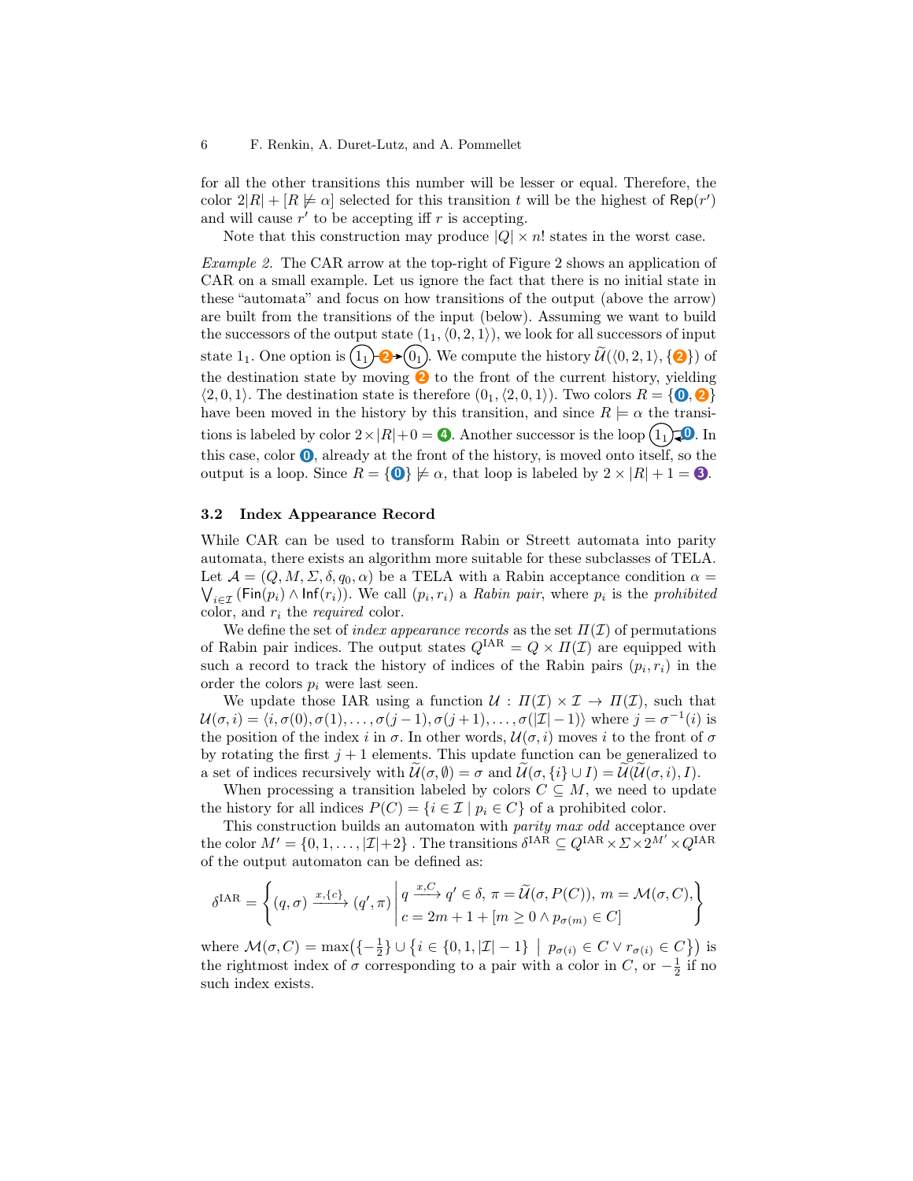for all the other transitions this number will be lesser or equal. Therefore, the color $2|R| + [R \not\models \alpha]$ selected for this transition $t$ will be the highest of $\mathsf{Rep}(r')$ and will cause $r'$ to be accepting iff $r$ is accepting.

Note that this construction may produce $|Q| \times n!$ states in the worst case.

*Example 2.* The CAR arrow at the top-right of Figure 2 shows an application of CAR on a small example. Let us ignore the fact that there is no initial state in these "automata" and focus on how transitions of the output (above the arrow) are built from the transitions of the input (below). Assuming we want to build the successors of the output state $(1_1, \langle 0, 2, 1\rangle)$, we look for all successors of input state $1_1$. One option is $(1_1) \xrightarrow{❷} (0_1)$. We compute the history $\widetilde{\mathcal{U}}(\langle 0, 2, 1\rangle, \{❷\})$ of the destination state by moving ❷ to the front of the current history, yielding $\langle 2, 0, 1\rangle$. The destination state is therefore $(0_1, \langle 2, 0, 1\rangle)$. Two colors $R = \{⓿, ❷\}$ have been moved in the history by this transition, and since $R \models \alpha$ the transitions is labeled by color $2 \times |R| + 0 = ❹$. Another successor is the loop $(1_1)$ ⓿. In this case, color ⓿, already at the front of the history, is moved onto itself, so the output is a loop. Since $R = \{⓿\} \not\models \alpha$, that loop is labeled by $2 \times |R| + 1 = ❸$.

### 3.2 Index Appearance Record

While CAR can be used to transform Rabin or Streett automata into parity automata, there exists an algorithm more suitable for these subclasses of TELA. Let $\mathcal{A} = (Q, M, \Sigma, \delta, q_0, \alpha)$ be a TELA with a Rabin acceptance condition $\alpha = \bigvee_{i \in \mathcal{I}} (\mathsf{Fin}(p_i) \wedge \mathsf{Inf}(r_i))$. We call $(p_i, r_i)$ a *Rabin pair*, where $p_i$ is the *prohibited* color, and $r_i$ the *required* color.

We define the set of *index appearance records* as the set $\Pi(\mathcal{I})$ of permutations of Rabin pair indices. The output states $Q^{\mathrm{IAR}} = Q \times \Pi(\mathcal{I})$ are equipped with such a record to track the history of indices of the Rabin pairs $(p_i, r_i)$ in the order the colors $p_i$ were last seen.

We update those IAR using a function $\mathcal{U} : \Pi(\mathcal{I}) \times \mathcal{I} \to \Pi(\mathcal{I})$, such that $\mathcal{U}(\sigma, i) = \langle i, \sigma(0), \sigma(1), \ldots, \sigma(j-1), \sigma(j+1), \ldots, \sigma(|\mathcal{I}|-1)\rangle$ where $j = \sigma^{-1}(i)$ is the position of the index $i$ in $\sigma$. In other words, $\mathcal{U}(\sigma, i)$ moves $i$ to the front of $\sigma$ by rotating the first $j+1$ elements. This update function can be generalized to a set of indices recursively with $\widetilde{\mathcal{U}}(\sigma, \emptyset) = \sigma$ and $\widetilde{\mathcal{U}}(\sigma, \{i\} \cup I) = \widetilde{\mathcal{U}}(\widetilde{\mathcal{U}}(\sigma, i), I)$.

When processing a transition labeled by colors $C \subseteq M$, we need to update the history for all indices $P(C) = \{i \in \mathcal{I} \mid p_i \in C\}$ of a prohibited color.

This construction builds an automaton with *parity max odd* acceptance over the color $M' = \{0, 1, \ldots, |\mathcal{I}|+2\}$ . The transitions $\delta^{\mathrm{IAR}} \subseteq Q^{\mathrm{IAR}} \times \Sigma \times 2^{M'} \times Q^{\mathrm{IAR}}$ of the output automaton can be defined as:

$$\delta^{\mathrm{IAR}} = \left\{ (q, \sigma) \xrightarrow{x, \{c\}} (q', \pi) \;\middle|\; \begin{array}{l} q \xrightarrow{x, C} q' \in \delta,\ \pi = \widetilde{\mathcal{U}}(\sigma, P(C)),\ m = \mathcal{M}(\sigma, C), \\ c = 2m + 1 + [m \geq 0 \wedge p_{\sigma(m)} \in C] \end{array} \right\}$$

where $\mathcal{M}(\sigma, C) = \max\left(\{-\frac{1}{2}\} \cup \left\{ i \in \{0, 1, |\mathcal{I}| - 1\} \;\middle|\; p_{\sigma(i)} \in C \vee r_{\sigma(i)} \in C \right\}\right)$ is the rightmost index of $\sigma$ corresponding to a pair with a color in $C$, or $-\frac{1}{2}$ if no such index exists.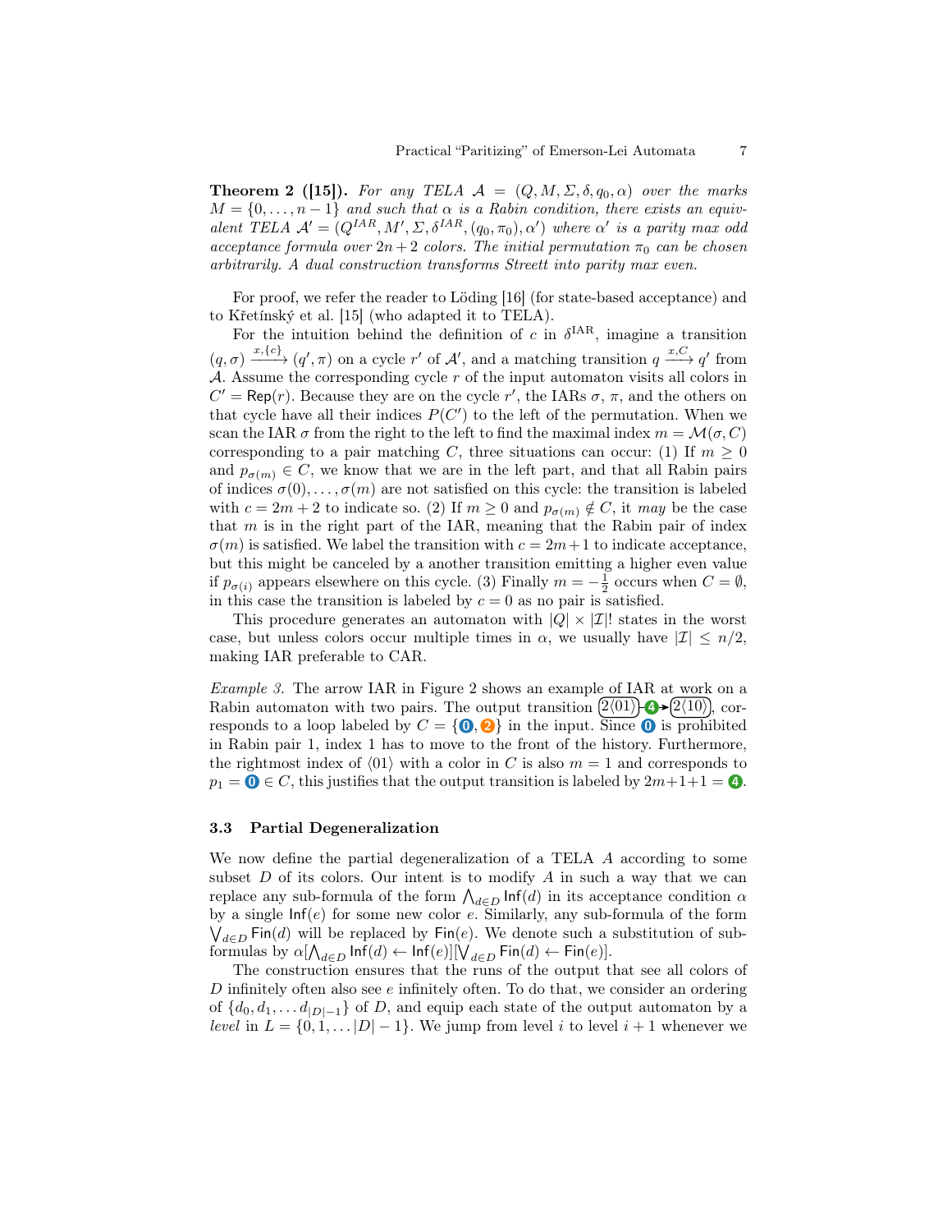**Theorem 2 ([15]).** *For any TELA $\mathcal{A} = (Q, M, \Sigma, \delta, q_0, \alpha)$ over the marks $M = \{0, \ldots, n-1\}$ and such that $\alpha$ is a Rabin condition, there exists an equivalent TELA $\mathcal{A}' = (Q^{IAR}, M', \Sigma, \delta^{IAR}, (q_0, \pi_0), \alpha')$ where $\alpha'$ is a parity max odd acceptance formula over $2n+2$ colors. The initial permutation $\pi_0$ can be chosen arbitrarily. A dual construction transforms Streett into parity max even.*

For proof, we refer the reader to Löding [16] (for state-based acceptance) and to Křetínský et al. [15] (who adapted it to TELA).

For the intuition behind the definition of $c$ in $\delta^{\text{IAR}}$, imagine a transition $(q, \sigma) \xrightarrow{x, \{c\}} (q', \pi)$ on a cycle $r'$ of $\mathcal{A}'$, and a matching transition $q \xrightarrow{x, C} q'$ from $\mathcal{A}$. Assume the corresponding cycle $r$ of the input automaton visits all colors in $C' = \mathsf{Rep}(r)$. Because they are on the cycle $r'$, the IARs $\sigma$, $\pi$, and the others on that cycle have all their indices $P(C')$ to the left of the permutation. When we scan the IAR $\sigma$ from the right to the left to find the maximal index $m = \mathcal{M}(\sigma, C)$ corresponding to a pair matching $C$, three situations can occur: (1) If $m \geq 0$ and $p_{\sigma(m)} \in C$, we know that we are in the left part, and that all Rabin pairs of indices $\sigma(0), \ldots, \sigma(m)$ are not satisfied on this cycle: the transition is labeled with $c = 2m+2$ to indicate so. (2) If $m \geq 0$ and $p_{\sigma(m)} \notin C$, it *may* be the case that $m$ is in the right part of the IAR, meaning that the Rabin pair of index $\sigma(m)$ is satisfied. We label the transition with $c = 2m+1$ to indicate acceptance, but this might be canceled by a another transition emitting a higher even value if $p_{\sigma(i)}$ appears elsewhere on this cycle. (3) Finally $m = -\frac{1}{2}$ occurs when $C = \emptyset$, in this case the transition is labeled by $c = 0$ as no pair is satisfied.

This procedure generates an automaton with $|Q| \times |\mathcal{I}|!$ states in the worst case, but unless colors occur multiple times in $\alpha$, we usually have $|\mathcal{I}| \leq n/2$, making IAR preferable to CAR.

*Example 3.* The arrow IAR in Figure 2 shows an example of IAR at work on a Rabin automaton with two pairs. The output transition $2\langle 01\rangle \xrightarrow{4} 2\langle 10\rangle$, corresponds to a loop labeled by $C = \{0, 2\}$ in the input. Since 0 is prohibited in Rabin pair 1, index 1 has to move to the front of the history. Furthermore, the rightmost index of $\langle 01\rangle$ with a color in $C$ is also $m = 1$ and corresponds to $p_1 = 0 \in C$, this justifies that the output transition is labeled by $2m+1+1 = 4$.

### 3.3 Partial Degeneralization

We now define the partial degeneralization of a TELA $A$ according to some subset $D$ of its colors. Our intent is to modify $A$ in such a way that we can replace any sub-formula of the form $\bigwedge_{d \in D} \mathsf{Inf}(d)$ in its acceptance condition $\alpha$ by a single $\mathsf{Inf}(e)$ for some new color $e$. Similarly, any sub-formula of the form $\bigvee_{d \in D} \mathsf{Fin}(d)$ will be replaced by $\mathsf{Fin}(e)$. We denote such a substitution of sub-formulas by $\alpha[\bigwedge_{d \in D} \mathsf{Inf}(d) \leftarrow \mathsf{Inf}(e)][\bigvee_{d \in D} \mathsf{Fin}(d) \leftarrow \mathsf{Fin}(e)]$.

The construction ensures that the runs of the output that see all colors of $D$ infinitely often also see $e$ infinitely often. To do that, we consider an ordering of $\{d_0, d_1, \ldots d_{|D|-1}\}$ of $D$, and equip each state of the output automaton by a *level* in $L = \{0, 1, \ldots |D|-1\}$. We jump from level $i$ to level $i+1$ whenever we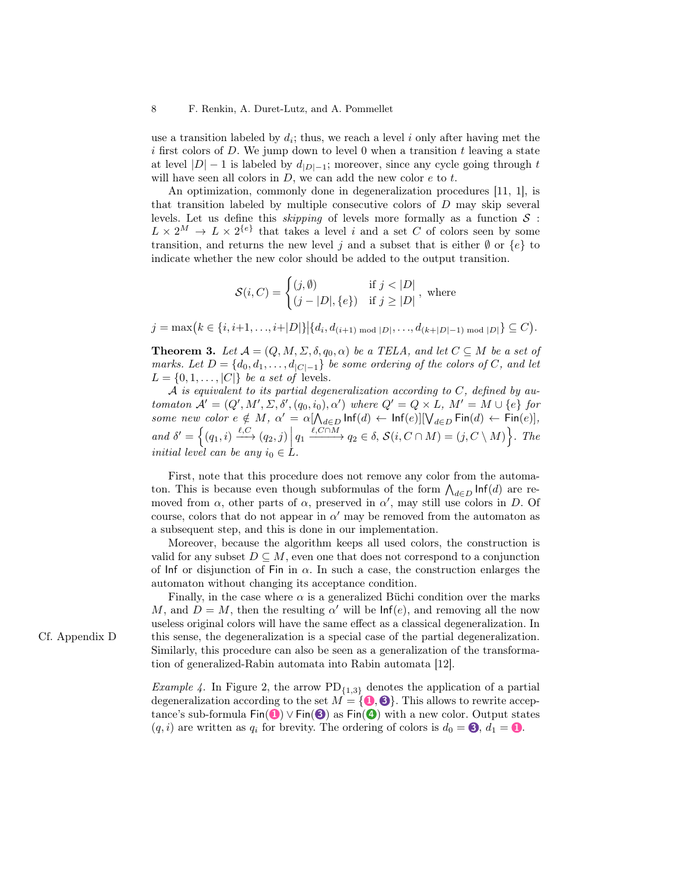use a transition labeled by $d_i$; thus, we reach a level $i$ only after having met the $i$ first colors of $D$. We jump down to level 0 when a transition $t$ leaving a state at level $|D|-1$ is labeled by $d_{|D|-1}$; moreover, since any cycle going through $t$ will have seen all colors in $D$, we can add the new color $e$ to $t$.

An optimization, commonly done in degeneralization procedures [11, 1], is that transition labeled by multiple consecutive colors of $D$ may skip several levels. Let us define this *skipping* of levels more formally as a function $\mathcal{S} : L \times 2^M \to L \times 2^{\{e\}}$ that takes a level $i$ and a set $C$ of colors seen by some transition, and returns the new level $j$ and a subset that is either $\emptyset$ or $\{e\}$ to indicate whether the new color should be added to the output transition.

$$\mathcal{S}(i, C) = \begin{cases} (j, \emptyset) & \text{if } j < |D| \\ (j - |D|, \{e\}) & \text{if } j \geq |D| \end{cases}, \text{ where}$$

$$j = \max\bigl(k \in \{i, i{+}1, \ldots, i{+}|D|\} \bigm| \{d_i, d_{(i+1) \bmod |D|}, \ldots, d_{(k+|D|-1) \bmod |D|}\} \subseteq C\bigr).$$

**Theorem 3.** *Let $\mathcal{A} = (Q, M, \Sigma, \delta, q_0, \alpha)$ be a TELA, and let $C \subseteq M$ be a set of marks. Let $D = \{d_0, d_1, \ldots, d_{|C|-1}\}$ be some ordering of the colors of $C$, and let $L = \{0, 1, \ldots, |C|\}$ be a set of* levels.

*$\mathcal{A}$ is equivalent to its partial degeneralization according to $C$, defined by automaton $\mathcal{A}' = (Q', M', \Sigma, \delta', (q_0, i_0), \alpha')$ where $Q' = Q \times L$, $M' = M \cup \{e\}$ for some new color $e \notin M$, $\alpha' = \alpha[\bigwedge_{d \in D} \mathsf{Inf}(d) \leftarrow \mathsf{Inf}(e)][\bigvee_{d \in D} \mathsf{Fin}(d) \leftarrow \mathsf{Fin}(e)]$, and $\delta' = \Bigl\{(q_1, i) \xrightarrow{\ell, C} (q_2, j) \Bigm| q_1 \xrightarrow{\ell, C \cap M} q_2 \in \delta, \mathcal{S}(i, C \cap M) = (j, C \setminus M)\Bigr\}$. The initial level can be any $i_0 \in L$.*

First, note that this procedure does not remove any color from the automaton. This is because even though subformulas of the form $\bigwedge_{d \in D} \mathsf{Inf}(d)$ are removed from $\alpha$, other parts of $\alpha$, preserved in $\alpha'$, may still use colors in $D$. Of course, colors that do not appear in $\alpha'$ may be removed from the automaton as a subsequent step, and this is done in our implementation.

Moreover, because the algorithm keeps all used colors, the construction is valid for any subset $D \subseteq M$, even one that does not correspond to a conjunction of $\mathsf{Inf}$ or disjunction of $\mathsf{Fin}$ in $\alpha$. In such a case, the construction enlarges the automaton without changing its acceptance condition.

Finally, in the case where $\alpha$ is a generalized Büchi condition over the marks $M$, and $D = M$, then the resulting $\alpha'$ will be $\mathsf{Inf}(e)$, and removing all the now useless original colors will have the same effect as a classical degeneralization. In this sense, the degeneralization is a special case of the partial degeneralization. Similarly, this procedure can also be seen as a generalization of the transformation of generalized-Rabin automata into Rabin automata [12].

Cf. Appendix D

*Example 4.* In Figure 2, the arrow $\mathrm{PD}_{\{1,3\}}$ denotes the application of a partial degeneralization according to the set $M = \{❶, ❸\}$. This allows to rewrite acceptance's sub-formula $\mathsf{Fin}(❶) \vee \mathsf{Fin}(❸)$ as $\mathsf{Fin}(❹)$ with a new color. Output states $(q, i)$ are written as $q_i$ for brevity. The ordering of colors is $d_0 = ❸$, $d_1 = ❶$.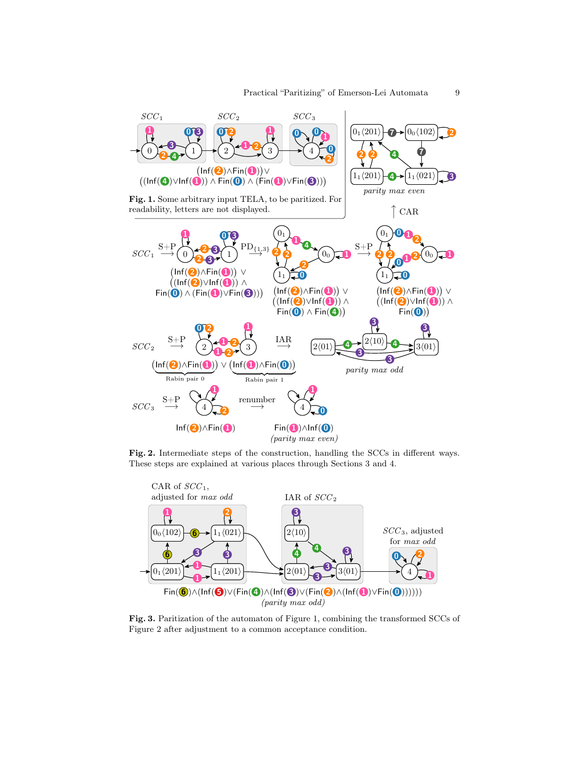**Fig. 1.** Some arbitrary input TELA, to be paritized. For readability, letters are not displayed.

**Fig. 2.** Intermediate steps of the construction, handling the SCCs in different ways. These steps are explained at various places through Sections 3 and 4.

**Fig. 3.** Paritization of the automaton of Figure 1, combining the transformed SCCs of Figure 2 after adjustment to a common acceptance condition.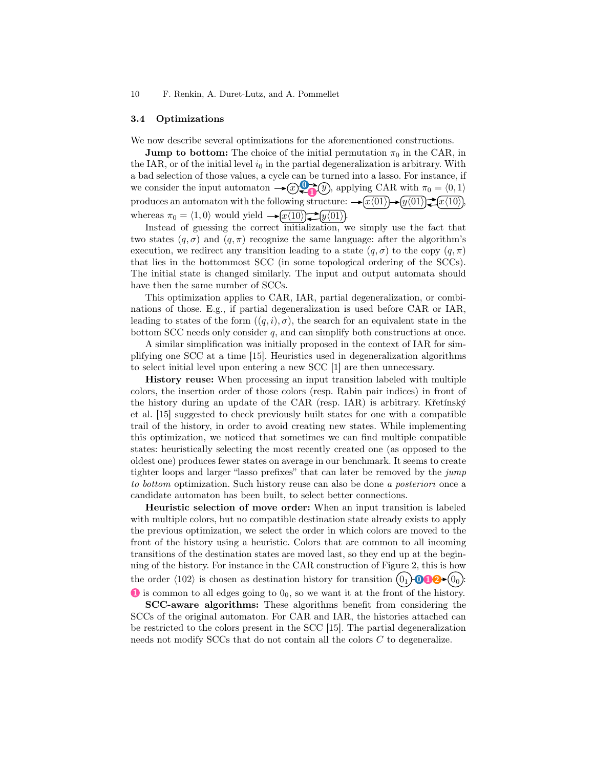### 3.4 Optimizations

We now describe several optimizations for the aforementioned constructions.

**Jump to bottom:** The choice of the initial permutation $\pi_0$ in the CAR, in the IAR, or of the initial level $i_0$ in the partial degeneralization is arbitrary. With a bad selection of those values, a cycle can be turned into a lasso. For instance, if we consider the input automaton $\rightarrow x$ ⓿→ / ←❶ $y$, applying CAR with $\pi_0 = \langle 0, 1 \rangle$ produces an automaton with the following structure: $\rightarrow x\langle 01\rangle \rightarrow y\langle 01\rangle \rightleftarrows x\langle 10\rangle$, whereas $\pi_0 = \langle 1, 0\rangle$ would yield $\rightarrow x\langle 10\rangle \rightleftarrows y\langle 01\rangle$.

Instead of guessing the correct initialization, we simply use the fact that two states $(q, \sigma)$ and $(q, \pi)$ recognize the same language: after the algorithm's execution, we redirect any transition leading to a state $(q, \sigma)$ to the copy $(q, \pi)$ that lies in the bottommost SCC (in some topological ordering of the SCCs). The initial state is changed similarly. The input and output automata should have then the same number of SCCs.

This optimization applies to CAR, IAR, partial degeneralization, or combinations of those. E.g., if partial degeneralization is used before CAR or IAR, leading to states of the form $((q, i), \sigma)$, the search for an equivalent state in the bottom SCC needs only consider $q$, and can simplify both constructions at once.

A similar simplification was initially proposed in the context of IAR for simplifying one SCC at a time [15]. Heuristics used in degeneralization algorithms to select initial level upon entering a new SCC [1] are then unnecessary.

**History reuse:** When processing an input transition labeled with multiple colors, the insertion order of those colors (resp. Rabin pair indices) in front of the history during an update of the CAR (resp. IAR) is arbitrary. Křetínský et al. [15] suggested to check previously built states for one with a compatible trail of the history, in order to avoid creating new states. While implementing this optimization, we noticed that sometimes we can find multiple compatible states: heuristically selecting the most recently created one (as opposed to the oldest one) produces fewer states on average in our benchmark. It seems to create tighter loops and larger "lasso prefixes" that can later be removed by the *jump to bottom* optimization. Such history reuse can also be done *a posteriori* once a candidate automaton has been built, to select better connections.

**Heuristic selection of move order:** When an input transition is labeled with multiple colors, but no compatible destination state already exists to apply the previous optimization, we select the order in which colors are moved to the front of the history using a heuristic. Colors that are common to all incoming transitions of the destination states are moved last, so they end up at the beginning of the history. For instance in the CAR construction of Figure 2, this is how the order $\langle 102\rangle$ is chosen as destination history for transition $(0_1)$ ⓿❶❷→ $(0_0)$: ❶ is common to all edges going to $0_0$, so we want it at the front of the history.

**SCC-aware algorithms:** These algorithms benefit from considering the SCCs of the original automaton. For CAR and IAR, the histories attached can be restricted to the colors present in the SCC [15]. The partial degeneralization needs not modify SCCs that do not contain all the colors $C$ to degeneralize.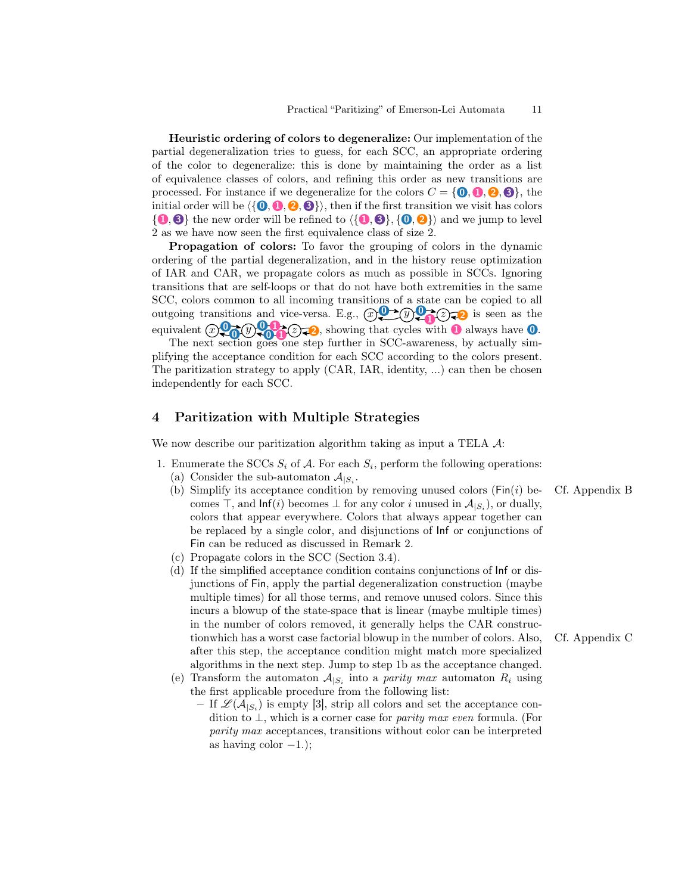**Heuristic ordering of colors to degeneralize:** Our implementation of the partial degeneralization tries to guess, for each SCC, an appropriate ordering of the color to degeneralize: this is done by maintaining the order as a list of equivalence classes of colors, and refining this order as new transitions are processed. For instance if we degeneralize for the colors $C = \{⓿, ❶, ❷, ❸\}$, the initial order will be $\langle\{⓿, ❶, ❷, ❸\}\rangle$, then if the first transition we visit has colors $\{❶, ❸\}$ the new order will be refined to $\langle\{❶, ❸\}, \{⓿, ❷\}\rangle$ and we jump to level 2 as we have now seen the first equivalence class of size 2.

**Propagation of colors:** To favor the grouping of colors in the dynamic ordering of the partial degeneralization, and in the history reuse optimization of IAR and CAR, we propagate colors as much as possible in SCCs. Ignoring transitions that are self-loops or that do not have both extremities in the same SCC, colors common to all incoming transitions of a state can be copied to all outgoing transitions and vice-versa. E.g., $x$ ⇄ $y$ ⇄ $z$ ❷ is seen as the equivalent $x$ ⇄ $y$ ⇄ $z$ ❷, showing that cycles with ❶ always have ⓿.

The next section goes one step further in SCC-awareness, by actually simplifying the acceptance condition for each SCC according to the colors present. The paritization strategy to apply (CAR, IAR, identity, ...) can then be chosen independently for each SCC.

## 4 Paritization with Multiple Strategies

We now describe our paritization algorithm taking as input a TELA $\mathcal{A}$:

1. Enumerate the SCCs $S_i$ of $\mathcal{A}$. For each $S_i$, perform the following operations:
   (a) Consider the sub-automaton $\mathcal{A}_{|S_i}$.
   (b) Simplify its acceptance condition by removing unused colors ($\mathsf{Fin}(i)$ becomes $\top$, and $\mathsf{Inf}(i)$ becomes $\bot$ for any color $i$ unused in $\mathcal{A}_{|S_i}$), or dually, colors that appear everywhere. Colors that always appear together can be replaced by a single color, and disjunctions of $\mathsf{Inf}$ or conjunctions of $\mathsf{Fin}$ can be reduced as discussed in Remark 2. (Cf. Appendix B)
   (c) Propagate colors in the SCC (Section 3.4).
   (d) If the simplified acceptance condition contains conjunctions of $\mathsf{Inf}$ or disjunctions of $\mathsf{Fin}$, apply the partial degeneralization construction (maybe multiple times) for all those terms, and remove unused colors. Since this incurs a blowup of the state-space that is linear (maybe multiple times) in the number of colors removed, it generally helps the CAR constructionwhich has a worst case factorial blowup in the number of colors. Also, after this step, the acceptance condition might match more specialized algorithms in the next step. Jump to step 1b as the acceptance changed. (Cf. Appendix C)
   (e) Transform the automaton $\mathcal{A}_{|S_i}$ into a *parity max* automaton $R_i$ using the first applicable procedure from the following list:
      – If $\mathscr{L}(\mathcal{A}_{|S_i})$ is empty [3], strip all colors and set the acceptance condition to $\bot$, which is a corner case for *parity max even* formula. (For *parity max* acceptances, transitions without color can be interpreted as having color $-1$.);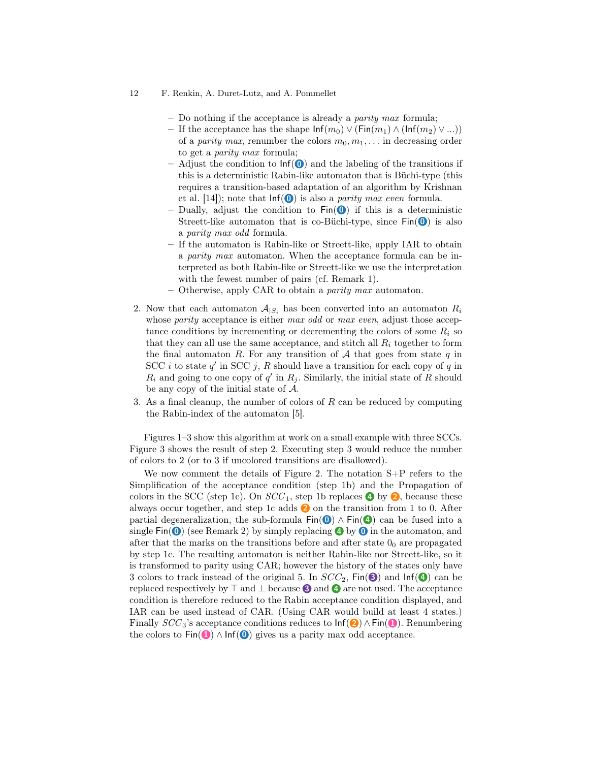- Do nothing if the acceptance is already a *parity max* formula;
  - If the acceptance has the shape $\mathsf{Inf}(m_0) \lor (\mathsf{Fin}(m_1) \land (\mathsf{Inf}(m_2) \lor ...))$ of a *parity max*, renumber the colors $m_0, m_1, \ldots$ in decreasing order to get a *parity max* formula;
  - Adjust the condition to $\mathsf{Inf}(⓿)$ and the labeling of the transitions if this is a deterministic Rabin-like automaton that is Büchi-type (this requires a transition-based adaptation of an algorithm by Krishnan et al. [14]); note that $\mathsf{Inf}(⓿)$ is also a *parity max even* formula.
  - Dually, adjust the condition to $\mathsf{Fin}(⓿)$ if this is a deterministic Streett-like automaton that is co-Büchi-type, since $\mathsf{Fin}(⓿)$ is also a *parity max odd* formula.
  - If the automaton is Rabin-like or Streett-like, apply IAR to obtain a *parity max* automaton. When the acceptance formula can be interpreted as both Rabin-like or Streett-like we use the interpretation with the fewest number of pairs (cf. Remark 1).
  - Otherwise, apply CAR to obtain a *parity max* automaton.

2. Now that each automaton $\mathcal{A}_{|S_i}$ has been converted into an automaton $R_i$ whose *parity* acceptance is either *max odd* or *max even*, adjust those acceptance conditions by incrementing or decrementing the colors of some $R_i$ so that they can all use the same acceptance, and stitch all $R_i$ together to form the final automaton $R$. For any transition of $\mathcal{A}$ that goes from state $q$ in SCC $i$ to state $q'$ in SCC $j$, $R$ should have a transition for each copy of $q$ in $R_i$ and going to one copy of $q'$ in $R_j$. Similarly, the initial state of $R$ should be any copy of the initial state of $\mathcal{A}$.
3. As a final cleanup, the number of colors of $R$ can be reduced by computing the Rabin-index of the automaton [5].

Figures 1–3 show this algorithm at work on a small example with three SCCs. Figure 3 shows the result of step 2. Executing step 3 would reduce the number of colors to 2 (or to 3 if uncolored transitions are disallowed).

We now comment the details of Figure 2. The notation S+P refers to the Simplification of the acceptance condition (step 1b) and the Propagation of colors in the SCC (step 1c). On $SCC_1$, step 1b replaces ❹ by ❷, because these always occur together, and step 1c adds ❷ on the transition from 1 to 0. After partial degeneralization, the sub-formula $\mathsf{Fin}(⓿) \land \mathsf{Fin}(❹)$ can be fused into a single $\mathsf{Fin}(⓿)$ (see Remark 2) by simply replacing ❹ by ⓿ in the automaton, and after that the marks on the transitions before and after state $0_0$ are propagated by step 1c. The resulting automaton is neither Rabin-like nor Streett-like, so it is transformed to parity using CAR; however the history of the states only have 3 colors to track instead of the original 5. In $SCC_2$, $\mathsf{Fin}(❸)$ and $\mathsf{Inf}(❹)$ can be replaced respectively by $\top$ and $\bot$ because ❸ and ❹ are not used. The acceptance condition is therefore reduced to the Rabin acceptance condition displayed, and IAR can be used instead of CAR. (Using CAR would build at least 4 states.) Finally $SCC_3$'s acceptance conditions reduces to $\mathsf{Inf}(❷) \land \mathsf{Fin}(❶)$. Renumbering the colors to $\mathsf{Fin}(❶) \land \mathsf{Inf}(⓿)$ gives us a parity max odd acceptance.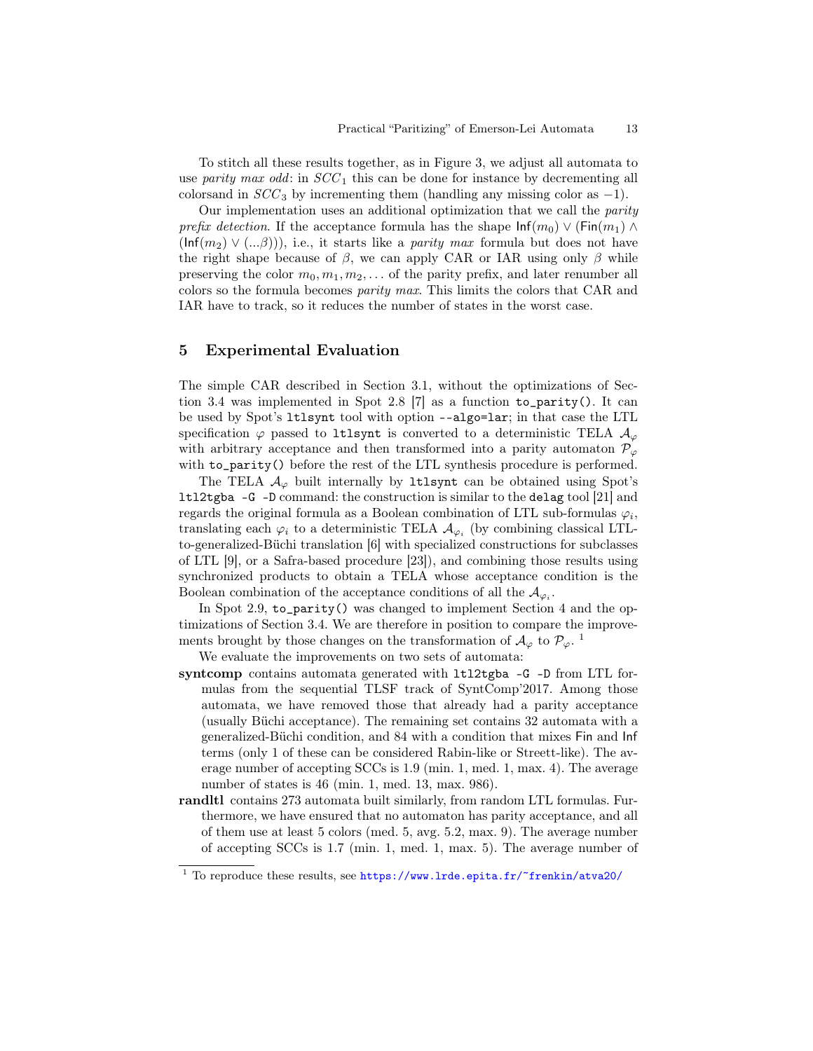To stitch all these results together, as in Figure 3, we adjust all automata to use *parity max odd*: in $SCC_1$ this can be done for instance by decrementing all colorsand in $SCC_3$ by incrementing them (handling any missing color as $-1$).

Our implementation uses an additional optimization that we call the *parity prefix detection*. If the acceptance formula has the shape $\mathsf{Inf}(m_0) \vee (\mathsf{Fin}(m_1) \wedge (\mathsf{Inf}(m_2) \vee (...\beta)))$, i.e., it starts like a *parity max* formula but does not have the right shape because of $\beta$, we can apply CAR or IAR using only $\beta$ while preserving the color $m_0, m_1, m_2, \ldots$ of the parity prefix, and later renumber all colors so the formula becomes *parity max*. This limits the colors that CAR and IAR have to track, so it reduces the number of states in the worst case.

## 5 Experimental Evaluation

The simple CAR described in Section 3.1, without the optimizations of Section 3.4 was implemented in Spot 2.8 [7] as a function `to_parity()`. It can be used by Spot's `ltlsynt` tool with option `--algo=lar`; in that case the LTL specification $\varphi$ passed to `ltlsynt` is converted to a deterministic TELA $\mathcal{A}_\varphi$ with arbitrary acceptance and then transformed into a parity automaton $\mathcal{P}_\varphi$ with `to_parity()` before the rest of the LTL synthesis procedure is performed.

The TELA $\mathcal{A}_\varphi$ built internally by `ltlsynt` can be obtained using Spot's `ltl2tgba -G -D` command: the construction is similar to the `delag` tool [21] and regards the original formula as a Boolean combination of LTL sub-formulas $\varphi_i$, translating each $\varphi_i$ to a deterministic TELA $\mathcal{A}_{\varphi_i}$ (by combining classical LTL-to-generalized-Büchi translation [6] with specialized constructions for subclasses of LTL [9], or a Safra-based procedure [23]), and combining those results using synchronized products to obtain a TELA whose acceptance condition is the Boolean combination of the acceptance conditions of all the $\mathcal{A}_{\varphi_i}$.

In Spot 2.9, `to_parity()` was changed to implement Section 4 and the optimizations of Section 3.4. We are therefore in position to compare the improvements brought by those changes on the transformation of $\mathcal{A}_\varphi$ to $\mathcal{P}_\varphi$. [1]

We evaluate the improvements on two sets of automata:

**syntcomp** contains automata generated with `ltl2tgba -G -D` from LTL formulas from the sequential TLSF track of SyntComp'2017. Among those automata, we have removed those that already had a parity acceptance (usually Büchi acceptance). The remaining set contains 32 automata with a generalized-Büchi condition, and 84 with a condition that mixes $\mathsf{Fin}$ and $\mathsf{Inf}$ terms (only 1 of these can be considered Rabin-like or Streett-like). The average number of accepting SCCs is 1.9 (min. 1, med. 1, max. 4). The average number of states is 46 (min. 1, med. 13, max. 986).

**randltl** contains 273 automata built similarly, from random LTL formulas. Furthermore, we have ensured that no automaton has parity acceptance, and all of them use at least 5 colors (med. 5, avg. 5.2, max. 9). The average number of accepting SCCs is 1.7 (min. 1, med. 1, max. 5). The average number of

[1] To reproduce these results, see https://www.lrde.epita.fr/~frenkin/atva20/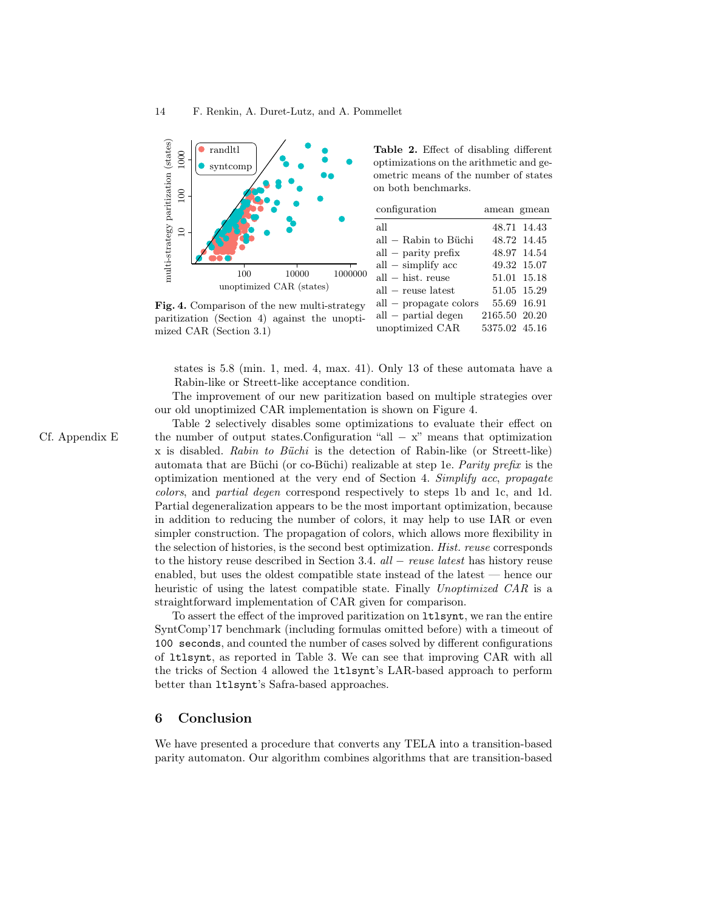Fig. 4. Comparison of the new multi-strategy paritization (Section 4) against the unoptimized CAR (Section 3.1)

**Table 2.** Effect of disabling different optimizations on the arithmetic and geometric means of the number of states on both benchmarks.

| configuration | amean | gmean |
|---|---|---|
| all | 48.71 | 14.43 |
| all − Rabin to Büchi | 48.72 | 14.45 |
| all − parity prefix | 48.97 | 14.54 |
| all − simplify acc | 49.32 | 15.07 |
| all − hist. reuse | 51.01 | 15.18 |
| all − reuse latest | 51.05 | 15.29 |
| all − propagate colors | 55.69 | 16.91 |
| all − partial degen | 2165.50 | 20.20 |
| unoptimized CAR | 5375.02 | 45.16 |

states is 5.8 (min. 1, med. 4, max. 41). Only 13 of these automata have a Rabin-like or Streett-like acceptance condition.

The improvement of our new paritization based on multiple strategies over our old unoptimized CAR implementation is shown on Figure 4.

Cf. Appendix E

Table 2 selectively disables some optimizations to evaluate their effect on the number of output states. Configuration "all − x" means that optimization x is disabled. *Rabin to Büchi* is the detection of Rabin-like (or Streett-like) automata that are Büchi (or co-Büchi) realizable at step 1e. *Parity prefix* is the optimization mentioned at the very end of Section 4. *Simplify acc*, *propagate colors*, and *partial degen* correspond respectively to steps 1b and 1c, and 1d. Partial degeneralization appears to be the most important optimization, because in addition to reducing the number of colors, it may help to use IAR or even simpler construction. The propagation of colors, which allows more flexibility in the selection of histories, is the second best optimization. *Hist. reuse* corresponds to the history reuse described in Section 3.4. *all − reuse latest* has history reuse enabled, but uses the oldest compatible state instead of the latest — hence our heuristic of using the latest compatible state. Finally *Unoptimized CAR* is a straightforward implementation of CAR given for comparison.

To assert the effect of the improved paritization on `ltlsynt`, we ran the entire SyntComp'17 benchmark (including formulas omitted before) with a timeout of `100 seconds`, and counted the number of cases solved by different configurations of `ltlsynt`, as reported in Table 3. We can see that improving CAR with all the tricks of Section 4 allowed the `ltlsynt`'s LAR-based approach to perform better than `ltlsynt`'s Safra-based approaches.

## 6 Conclusion

We have presented a procedure that converts any TELA into a transition-based parity automaton. Our algorithm combines algorithms that are transition-based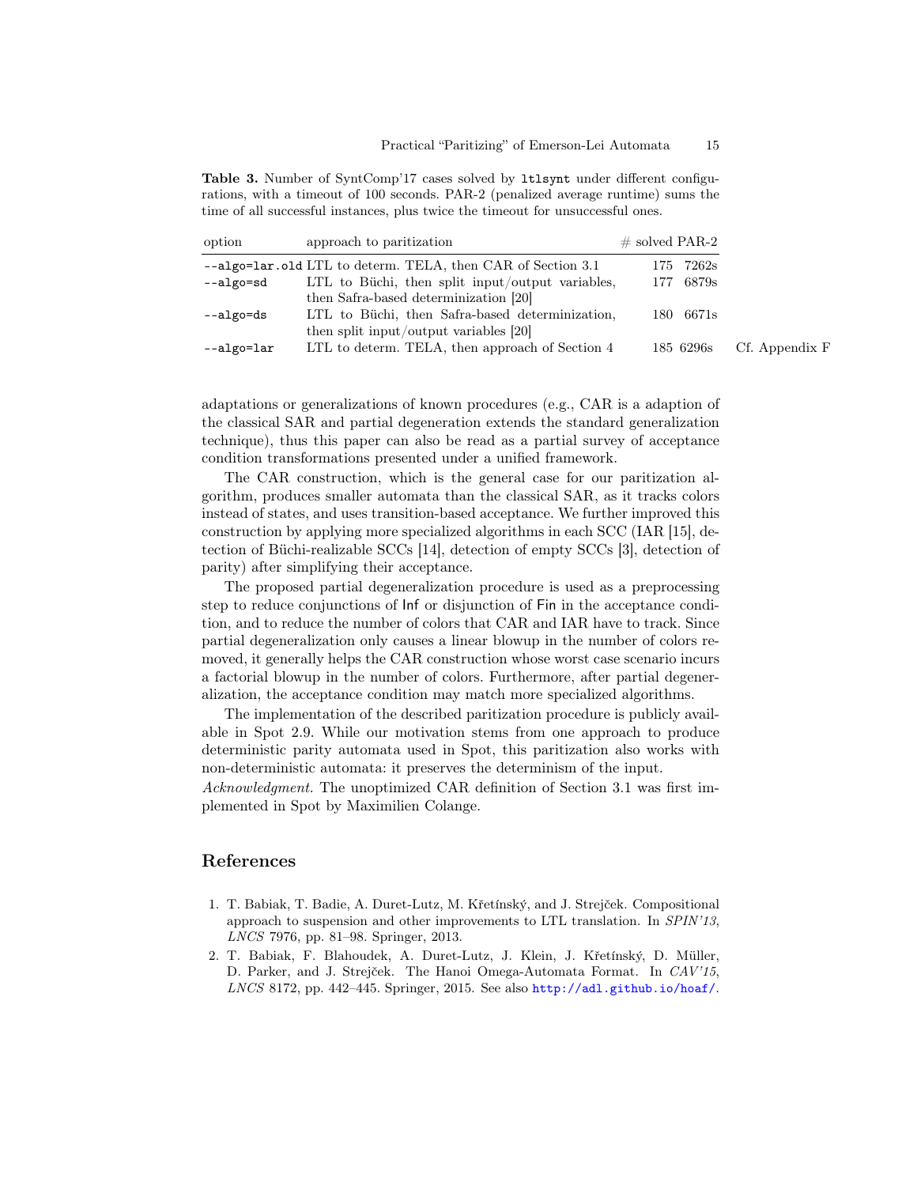**Table 3.** Number of SyntComp'17 cases solved by `ltlsynt` under different configurations, with a timeout of 100 seconds. PAR-2 (penalized average runtime) sums the time of all successful instances, plus twice the timeout for unsuccessful ones.

| option | approach to paritization | # solved | PAR-2 | |
|---|---|---|---|---|
| `--algo=lar.old` | LTL to determ. TELA, then CAR of Section 3.1 | 175 | 7262s | |
| `--algo=sd` | LTL to Büchi, then split input/output variables, then Safra-based determinization [20] | 177 | 6879s | |
| `--algo=ds` | LTL to Büchi, then Safra-based determinization, then split input/output variables [20] | 180 | 6671s | |
| `--algo=lar` | LTL to determ. TELA, then approach of Section 4 | 185 | 6296s | Cf. Appendix F |

adaptations or generalizations of known procedures (e.g., CAR is a adaption of the classical SAR and partial degeneration extends the standard generalization technique), thus this paper can also be read as a partial survey of acceptance condition transformations presented under a unified framework.

The CAR construction, which is the general case for our paritization algorithm, produces smaller automata than the classical SAR, as it tracks colors instead of states, and uses transition-based acceptance. We further improved this construction by applying more specialized algorithms in each SCC (IAR [15], detection of Büchi-realizable SCCs [14], detection of empty SCCs [3], detection of parity) after simplifying their acceptance.

The proposed partial degeneralization procedure is used as a preprocessing step to reduce conjunctions of Inf or disjunction of Fin in the acceptance condition, and to reduce the number of colors that CAR and IAR have to track. Since partial degeneralization only causes a linear blowup in the number of colors removed, it generally helps the CAR construction whose worst case scenario incurs a factorial blowup in the number of colors. Furthermore, after partial degeneralization, the acceptance condition may match more specialized algorithms.

The implementation of the described paritization procedure is publicly available in Spot 2.9. While our motivation stems from one approach to produce deterministic parity automata used in Spot, this paritization also works with non-deterministic automata: it preserves the determinism of the input.

*Acknowledgment.* The unoptimized CAR definition of Section 3.1 was first implemented in Spot by Maximilien Colange.

## References

1. T. Babiak, T. Badie, A. Duret-Lutz, M. Křetínský, and J. Strejček. Compositional approach to suspension and other improvements to LTL translation. In *SPIN'13*, *LNCS* 7976, pp. 81–98. Springer, 2013.
2. T. Babiak, F. Blahoudek, A. Duret-Lutz, J. Klein, J. Křetínský, D. Müller, D. Parker, and J. Strejček. The Hanoi Omega-Automata Format. In *CAV'15*, *LNCS* 8172, pp. 442–445. Springer, 2015. See also http://adl.github.io/hoaf/.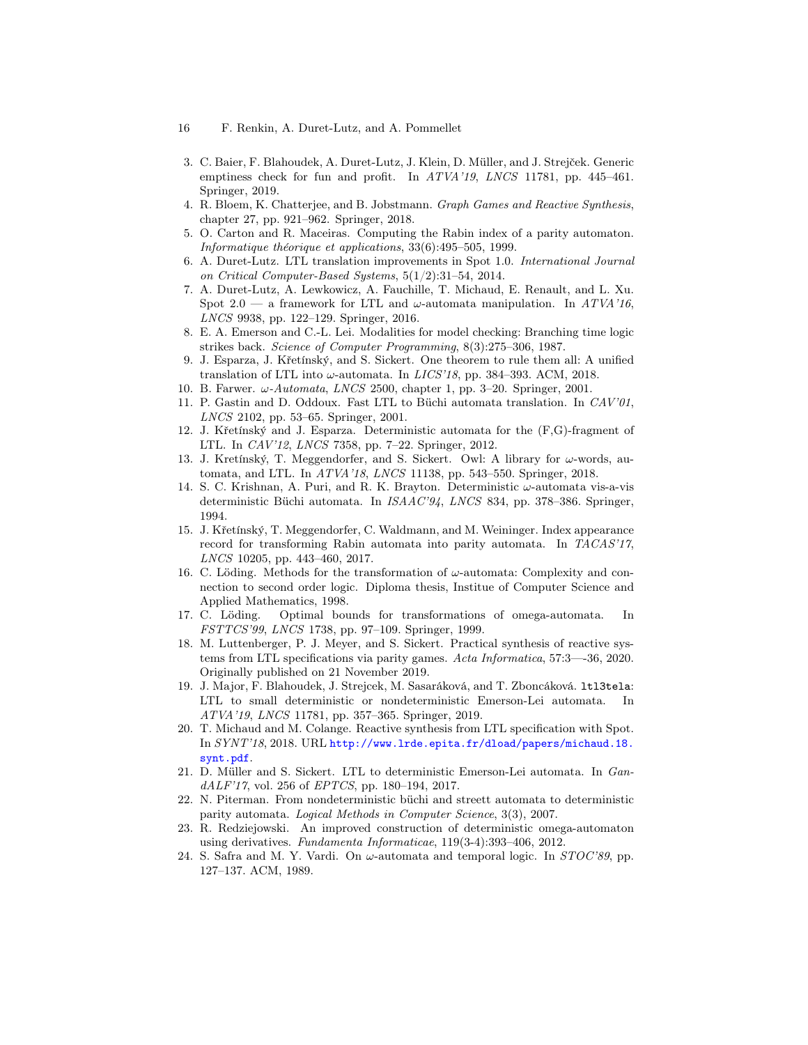3. C. Baier, F. Blahoudek, A. Duret-Lutz, J. Klein, D. Müller, and J. Strejček. Generic emptiness check for fun and profit. In *ATVA'19*, *LNCS* 11781, pp. 445–461. Springer, 2019.
4. R. Bloem, K. Chatterjee, and B. Jobstmann. *Graph Games and Reactive Synthesis*, chapter 27, pp. 921–962. Springer, 2018.
5. O. Carton and R. Maceiras. Computing the Rabin index of a parity automaton. *Informatique théorique et applications*, 33(6):495–505, 1999.
6. A. Duret-Lutz. LTL translation improvements in Spot 1.0. *International Journal on Critical Computer-Based Systems*, 5(1/2):31–54, 2014.
7. A. Duret-Lutz, A. Lewkowicz, A. Fauchille, T. Michaud, E. Renault, and L. Xu. Spot 2.0 — a framework for LTL and $\omega$-automata manipulation. In *ATVA'16*, *LNCS* 9938, pp. 122–129. Springer, 2016.
8. E. A. Emerson and C.-L. Lei. Modalities for model checking: Branching time logic strikes back. *Science of Computer Programming*, 8(3):275–306, 1987.
9. J. Esparza, J. Křetínský, and S. Sickert. One theorem to rule them all: A unified translation of LTL into $\omega$-automata. In *LICS'18*, pp. 384–393. ACM, 2018.
10. B. Farwer. *$\omega$-Automata*, *LNCS* 2500, chapter 1, pp. 3–20. Springer, 2001.
11. P. Gastin and D. Oddoux. Fast LTL to Büchi automata translation. In *CAV'01*, *LNCS* 2102, pp. 53–65. Springer, 2001.
12. J. Křetínský and J. Esparza. Deterministic automata for the (F,G)-fragment of LTL. In *CAV'12*, *LNCS* 7358, pp. 7–22. Springer, 2012.
13. J. Kretínský, T. Meggendorfer, and S. Sickert. Owl: A library for $\omega$-words, automata, and LTL. In *ATVA'18*, *LNCS* 11138, pp. 543–550. Springer, 2018.
14. S. C. Krishnan, A. Puri, and R. K. Brayton. Deterministic $\omega$-automata vis-a-vis deterministic Büchi automata. In *ISAAC'94*, *LNCS* 834, pp. 378–386. Springer, 1994.
15. J. Křetínský, T. Meggendorfer, C. Waldmann, and M. Weininger. Index appearance record for transforming Rabin automata into parity automata. In *TACAS'17*, *LNCS* 10205, pp. 443–460, 2017.
16. C. Löding. Methods for the transformation of $\omega$-automata: Complexity and connection to second order logic. Diploma thesis, Institue of Computer Science and Applied Mathematics, 1998.
17. C. Löding. Optimal bounds for transformations of omega-automata. In *FSTTCS'99*, *LNCS* 1738, pp. 97–109. Springer, 1999.
18. M. Luttenberger, P. J. Meyer, and S. Sickert. Practical synthesis of reactive systems from LTL specifications via parity games. *Acta Informatica*, 57:3—-36, 2020. Originally published on 21 November 2019.
19. J. Major, F. Blahoudek, J. Strejcek, M. Sasaráková, and T. Zboncáková. `ltl3tela`: LTL to small deterministic or nondeterministic Emerson-Lei automata. In *ATVA'19*, *LNCS* 11781, pp. 357–365. Springer, 2019.
20. T. Michaud and M. Colange. Reactive synthesis from LTL specification with Spot. In *SYNT'18*, 2018. URL http://www.lrde.epita.fr/dload/papers/michaud.18.synt.pdf.
21. D. Müller and S. Sickert. LTL to deterministic Emerson-Lei automata. In *GandALF'17*, vol. 256 of *EPTCS*, pp. 180–194, 2017.
22. N. Piterman. From nondeterministic büchi and streett automata to deterministic parity automata. *Logical Methods in Computer Science*, 3(3), 2007.
23. R. Redziejowski. An improved construction of deterministic omega-automaton using derivatives. *Fundamenta Informaticae*, 119(3-4):393–406, 2012.
24. S. Safra and M. Y. Vardi. On $\omega$-automata and temporal logic. In *STOC'89*, pp. 127–137. ACM, 1989.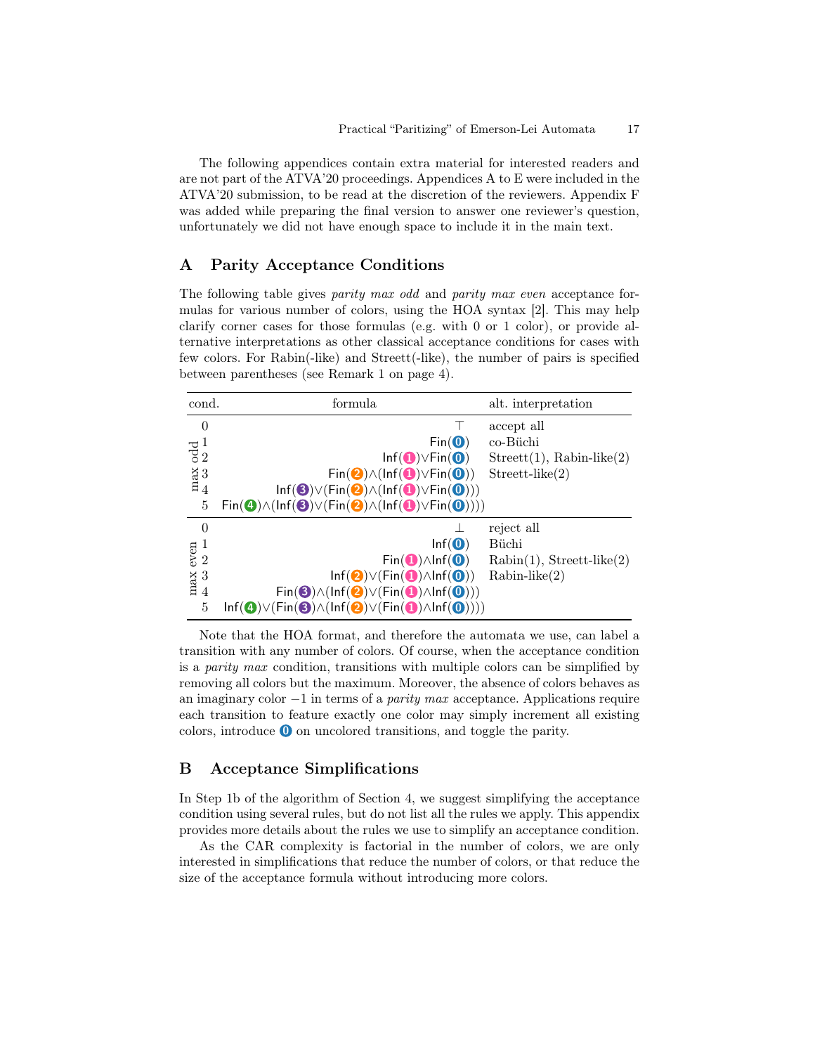The following appendices contain extra material for interested readers and are not part of the ATVA'20 proceedings. Appendices A to E were included in the ATVA'20 submission, to be read at the discretion of the reviewers. Appendix F was added while preparing the final version to answer one reviewer's question, unfortunately we did not have enough space to include it in the main text.

## A Parity Acceptance Conditions

The following table gives *parity max odd* and *parity max even* acceptance formulas for various number of colors, using the HOA syntax [2]. This may help clarify corner cases for those formulas (e.g. with 0 or 1 color), or provide alternative interpretations as other classical acceptance conditions for cases with few colors. For Rabin(-like) and Streett(-like), the number of pairs is specified between parentheses (see Remark 1 on page 4).

| cond. | | formula | alt. interpretation |
|---|---|---|---|
| max odd | 0 | $\top$ | accept all |
| | 1 | Fin(⓿) | co-Büchi |
| | 2 | Inf(❶)∨Fin(⓿) | Streett(1), Rabin-like(2) |
| | 3 | Fin(❷)∧(Inf(❶)∨Fin(⓿)) | Streett-like(2) |
| | 4 | Inf(❸)∨(Fin(❷)∧(Inf(❶)∨Fin(⓿))) | |
| | 5 | Fin(❹)∧(Inf(❸)∨(Fin(❷)∧(Inf(❶)∨Fin(⓿)))) | |
| max even | 0 | $\bot$ | reject all |
| | 1 | Inf(⓿) | Büchi |
| | 2 | Fin(❶)∧Inf(⓿) | Rabin(1), Streett-like(2) |
| | 3 | Inf(❷)∨(Fin(❶)∧Inf(⓿)) | Rabin-like(2) |
| | 4 | Fin(❸)∧(Inf(❷)∨(Fin(❶)∧Inf(⓿))) | |
| | 5 | Inf(❹)∨(Fin(❸)∧(Inf(❷)∨(Fin(❶)∧Inf(⓿)))) | |

Note that the HOA format, and therefore the automata we use, can label a transition with any number of colors. Of course, when the acceptance condition is a *parity max* condition, transitions with multiple colors can be simplified by removing all colors but the maximum. Moreover, the absence of colors behaves as an imaginary color $-1$ in terms of a *parity max* acceptance. Applications require each transition to feature exactly one color may simply increment all existing colors, introduce ⓿ on uncolored transitions, and toggle the parity.

## B Acceptance Simplifications

In Step 1b of the algorithm of Section 4, we suggest simplifying the acceptance condition using several rules, but do not list all the rules we apply. This appendix provides more details about the rules we use to simplify an acceptance condition.

As the CAR complexity is factorial in the number of colors, we are only interested in simplifications that reduce the number of colors, or that reduce the size of the acceptance formula without introducing more colors.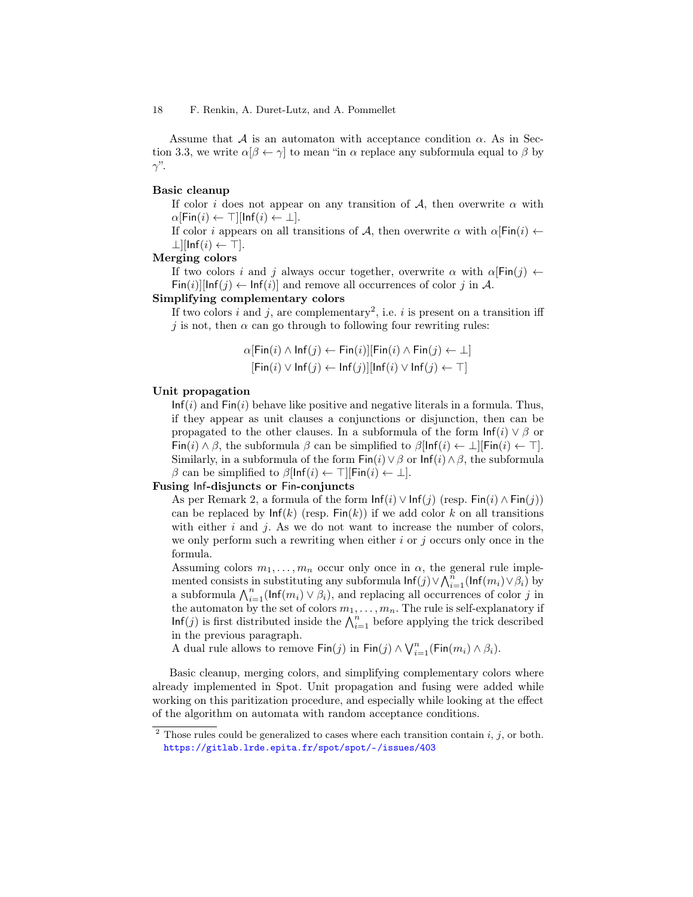Assume that $\mathcal{A}$ is an automaton with acceptance condition $\alpha$. As in Section 3.3, we write $\alpha[\beta \leftarrow \gamma]$ to mean "in $\alpha$ replace any subformula equal to $\beta$ by $\gamma$".

**Basic cleanup**

If color $i$ does not appear on any transition of $\mathcal{A}$, then overwrite $\alpha$ with $\alpha[\mathsf{Fin}(i) \leftarrow \top][\mathsf{Inf}(i) \leftarrow \bot]$.

If color $i$ appears on all transitions of $\mathcal{A}$, then overwrite $\alpha$ with $\alpha[\mathsf{Fin}(i) \leftarrow \bot][\mathsf{Inf}(i) \leftarrow \top]$.

**Merging colors**

If two colors $i$ and $j$ always occur together, overwrite $\alpha$ with $\alpha[\mathsf{Fin}(j) \leftarrow \mathsf{Fin}(i)][\mathsf{Inf}(j) \leftarrow \mathsf{Inf}(i)]$ and remove all occurrences of color $j$ in $\mathcal{A}$.

**Simplifying complementary colors**

If two colors $i$ and $j$, are complementary[2], i.e. $i$ is present on a transition iff $j$ is not, then $\alpha$ can go through to following four rewriting rules:

$$\alpha[\mathsf{Fin}(i) \wedge \mathsf{Inf}(j) \leftarrow \mathsf{Fin}(i)][\mathsf{Fin}(i) \wedge \mathsf{Fin}(j) \leftarrow \bot]$$
$$[\mathsf{Fin}(i) \vee \mathsf{Inf}(j) \leftarrow \mathsf{Inf}(j)][\mathsf{Inf}(i) \vee \mathsf{Inf}(j) \leftarrow \top]$$

**Unit propagation**

$\mathsf{Inf}(i)$ and $\mathsf{Fin}(i)$ behave like positive and negative literals in a formula. Thus, if they appear as unit clauses a conjunctions or disjunction, then can be propagated to the other clauses. In a subformula of the form $\mathsf{Inf}(i) \vee \beta$ or $\mathsf{Fin}(i) \wedge \beta$, the subformula $\beta$ can be simplified to $\beta[\mathsf{Inf}(i) \leftarrow \bot][\mathsf{Fin}(i) \leftarrow \top]$. Similarly, in a subformula of the form $\mathsf{Fin}(i) \vee \beta$ or $\mathsf{Inf}(i) \wedge \beta$, the subformula $\beta$ can be simplified to $\beta[\mathsf{Inf}(i) \leftarrow \top][\mathsf{Fin}(i) \leftarrow \bot]$.

**Fusing Inf-disjuncts or Fin-conjuncts**

As per Remark 2, a formula of the form $\mathsf{Inf}(i) \vee \mathsf{Inf}(j)$ (resp. $\mathsf{Fin}(i) \wedge \mathsf{Fin}(j)$) can be replaced by $\mathsf{Inf}(k)$ (resp. $\mathsf{Fin}(k)$) if we add color $k$ on all transitions with either $i$ and $j$. As we do not want to increase the number of colors, we only perform such a rewriting when either $i$ or $j$ occurs only once in the formula.

Assuming colors $m_1, \ldots, m_n$ occur only once in $\alpha$, the general rule implemented consists in substituting any subformula $\mathsf{Inf}(j) \vee \bigwedge_{i=1}^{n}(\mathsf{Inf}(m_i) \vee \beta_i)$ by a subformula $\bigwedge_{i=1}^{n}(\mathsf{Inf}(m_i) \vee \beta_i)$, and replacing all occurrences of color $j$ in the automaton by the set of colors $m_1, \ldots, m_n$. The rule is self-explanatory if $\mathsf{Inf}(j)$ is first distributed inside the $\bigwedge_{i=1}^{n}$ before applying the trick described in the previous paragraph.

A dual rule allows to remove $\mathsf{Fin}(j)$ in $\mathsf{Fin}(j) \wedge \bigvee_{i=1}^{n}(\mathsf{Fin}(m_i) \wedge \beta_i)$.

Basic cleanup, merging colors, and simplifying complementary colors where already implemented in Spot. Unit propagation and fusing were added while working on this paritization procedure, and especially while looking at the effect of the algorithm on automata with random acceptance conditions.

[2] Those rules could be generalized to cases where each transition contain $i$, $j$, or both. https://gitlab.lrde.epita.fr/spot/spot/-/issues/403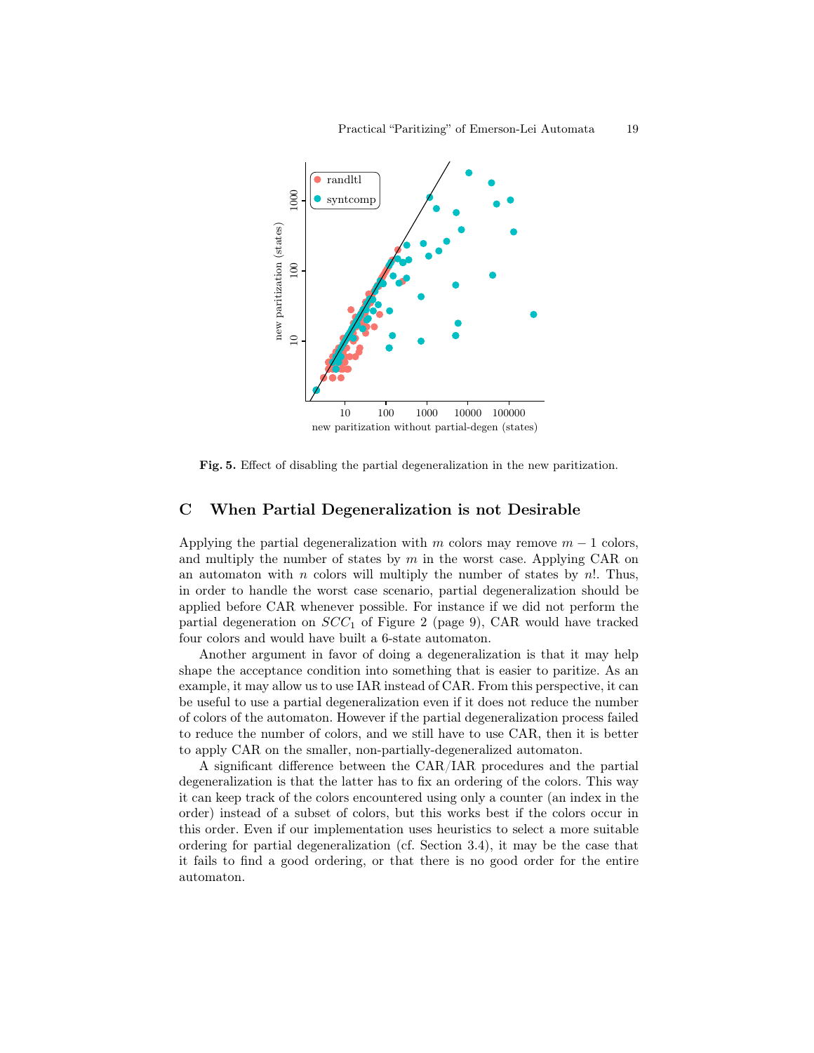Fig. 5. Effect of disabling the partial degeneralization in the new paritization.

## C When Partial Degeneralization is not Desirable

Applying the partial degeneralization with $m$ colors may remove $m-1$ colors, and multiply the number of states by $m$ in the worst case. Applying CAR on an automaton with $n$ colors will multiply the number of states by $n!$. Thus, in order to handle the worst case scenario, partial degeneralization should be applied before CAR whenever possible. For instance if we did not perform the partial degeneration on $SCC_1$ of Figure 2 (page 9), CAR would have tracked four colors and would have built a 6-state automaton.

Another argument in favor of doing a degeneralization is that it may help shape the acceptance condition into something that is easier to paritize. As an example, it may allow us to use IAR instead of CAR. From this perspective, it can be useful to use a partial degeneralization even if it does not reduce the number of colors of the automaton. However if the partial degeneralization process failed to reduce the number of colors, and we still have to use CAR, then it is better to apply CAR on the smaller, non-partially-degeneralized automaton.

A significant difference between the CAR/IAR procedures and the partial degeneralization is that the latter has to fix an ordering of the colors. This way it can keep track of the colors encountered using only a counter (an index in the order) instead of a subset of colors, but this works best if the colors occur in this order. Even if our implementation uses heuristics to select a more suitable ordering for partial degeneralization (cf. Section 3.4), it may be the case that it fails to find a good ordering, or that there is no good order for the entire automaton.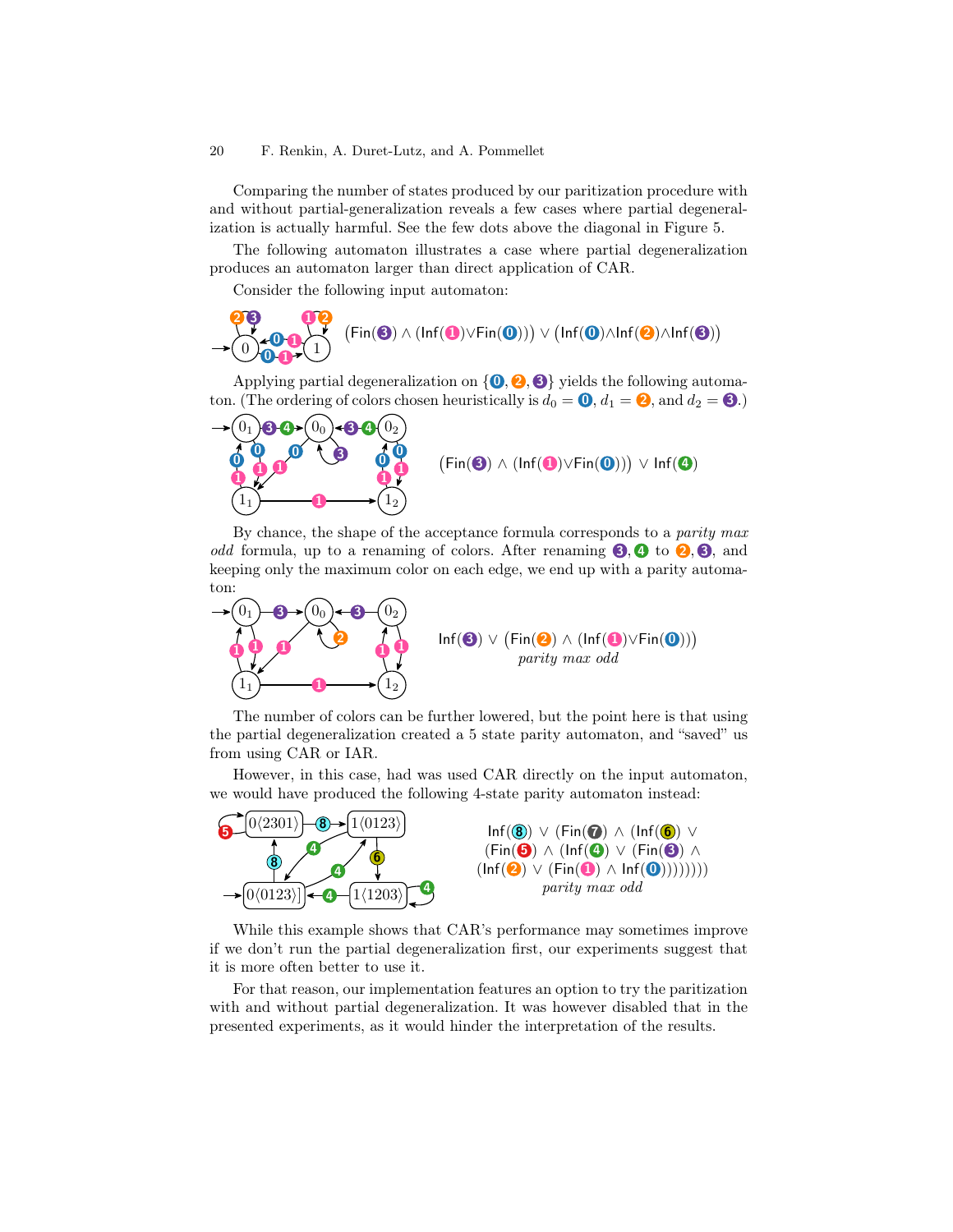Comparing the number of states produced by our paritization procedure with and without partial-generalization reveals a few cases where partial degeneralization is actually harmful. See the few dots above the diagonal in Figure 5.

The following automaton illustrates a case where partial degeneralization produces an automaton larger than direct application of CAR.

Consider the following input automaton:

$(\mathsf{Fin}(3) \wedge (\mathsf{Inf}(1) \vee \mathsf{Fin}(0))) \vee (\mathsf{Inf}(0) \wedge \mathsf{Inf}(2) \wedge \mathsf{Inf}(3))$

Applying partial degeneralization on $\{0, 2, 3\}$ yields the following automaton. (The ordering of colors chosen heuristically is $d_0 = 0$, $d_1 = 2$, and $d_2 = 3$.)

$(\mathsf{Fin}(3) \wedge (\mathsf{Inf}(1) \vee \mathsf{Fin}(0))) \vee \mathsf{Inf}(4)$

By chance, the shape of the acceptance formula corresponds to a *parity max odd* formula, up to a renaming of colors. After renaming $3, 4$ to $2, 3$, and keeping only the maximum color on each edge, we end up with a parity automaton:

$\mathsf{Inf}(3) \vee (\mathsf{Fin}(2) \wedge (\mathsf{Inf}(1) \vee \mathsf{Fin}(0)))$
*parity max odd*

The number of colors can be further lowered, but the point here is that using the partial degeneralization created a 5 state parity automaton, and "saved" us from using CAR or IAR.

However, in this case, had was used CAR directly on the input automaton, we would have produced the following 4-state parity automaton instead:

$\mathsf{Inf}(8) \vee (\mathsf{Fin}(7) \wedge (\mathsf{Inf}(6) \vee (\mathsf{Fin}(5) \wedge (\mathsf{Inf}(4) \vee (\mathsf{Fin}(3) \wedge (\mathsf{Inf}(2) \vee (\mathsf{Fin}(1) \wedge \mathsf{Inf}(0))))))))$
*parity max odd*

While this example shows that CAR's performance may sometimes improve if we don't run the partial degeneralization first, our experiments suggest that it is more often better to use it.

For that reason, our implementation features an option to try the paritization with and without partial degeneralization. It was however disabled that in the presented experiments, as it would hinder the interpretation of the results.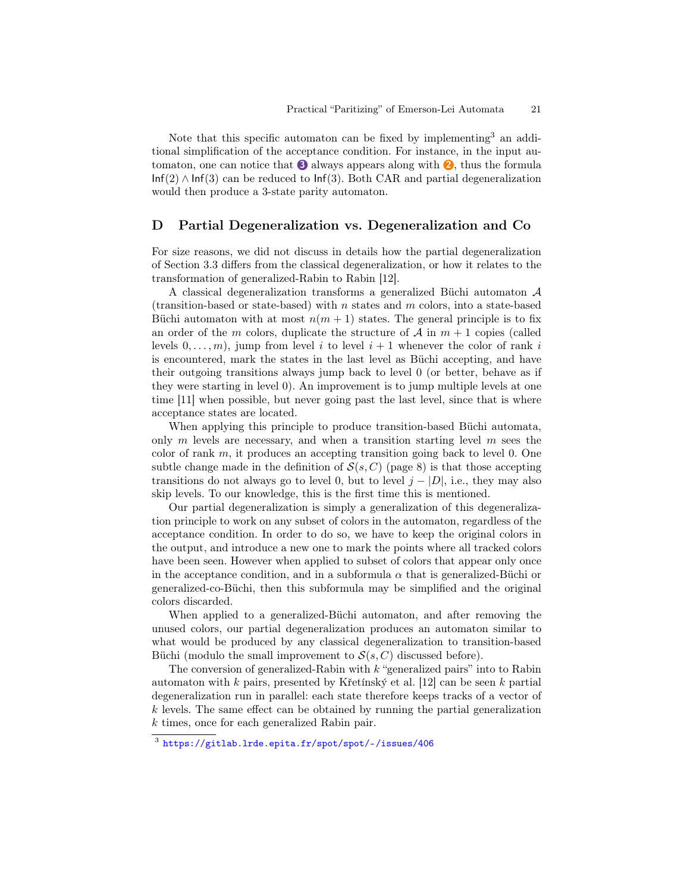Note that this specific automaton can be fixed by implementing[3] an additional simplification of the acceptance condition. For instance, in the input automaton, one can notice that ❸ always appears along with ❷, thus the formula $\mathsf{Inf}(2) \wedge \mathsf{Inf}(3)$ can be reduced to $\mathsf{Inf}(3)$. Both CAR and partial degeneralization would then produce a 3-state parity automaton.

## D Partial Degeneralization vs. Degeneralization and Co

For size reasons, we did not discuss in details how the partial degeneralization of Section 3.3 differs from the classical degeneralization, or how it relates to the transformation of generalized-Rabin to Rabin [12].

A classical degeneralization transforms a generalized Büchi automaton $\mathcal{A}$ (transition-based or state-based) with $n$ states and $m$ colors, into a state-based Büchi automaton with at most $n(m+1)$ states. The general principle is to fix an order of the $m$ colors, duplicate the structure of $\mathcal{A}$ in $m+1$ copies (called levels $0, \ldots, m$), jump from level $i$ to level $i+1$ whenever the color of rank $i$ is encountered, mark the states in the last level as Büchi accepting, and have their outgoing transitions always jump back to level 0 (or better, behave as if they were starting in level 0). An improvement is to jump multiple levels at one time [11] when possible, but never going past the last level, since that is where acceptance states are located.

When applying this principle to produce transition-based Büchi automata, only $m$ levels are necessary, and when a transition starting level $m$ sees the color of rank $m$, it produces an accepting transition going back to level 0. One subtle change made in the definition of $\mathcal{S}(s, C)$ (page 8) is that those accepting transitions do not always go to level 0, but to level $j - |D|$, i.e., they may also skip levels. To our knowledge, this is the first time this is mentioned.

Our partial degeneralization is simply a generalization of this degeneralization principle to work on any subset of colors in the automaton, regardless of the acceptance condition. In order to do so, we have to keep the original colors in the output, and introduce a new one to mark the points where all tracked colors have been seen. However when applied to subset of colors that appear only once in the acceptance condition, and in a subformula $\alpha$ that is generalized-Büchi or generalized-co-Büchi, then this subformula may be simplified and the original colors discarded.

When applied to a generalized-Büchi automaton, and after removing the unused colors, our partial degeneralization produces an automaton similar to what would be produced by any classical degeneralization to transition-based Büchi (modulo the small improvement to $\mathcal{S}(s, C)$ discussed before).

The conversion of generalized-Rabin with $k$ "generalized pairs" into to Rabin automaton with $k$ pairs, presented by Křetínský et al. [12] can be seen $k$ partial degeneralization run in parallel: each state therefore keeps tracks of a vector of $k$ levels. The same effect can be obtained by running the partial generalization $k$ times, once for each generalized Rabin pair.

---

[3] https://gitlab.lrde.epita.fr/spot/spot/-/issues/406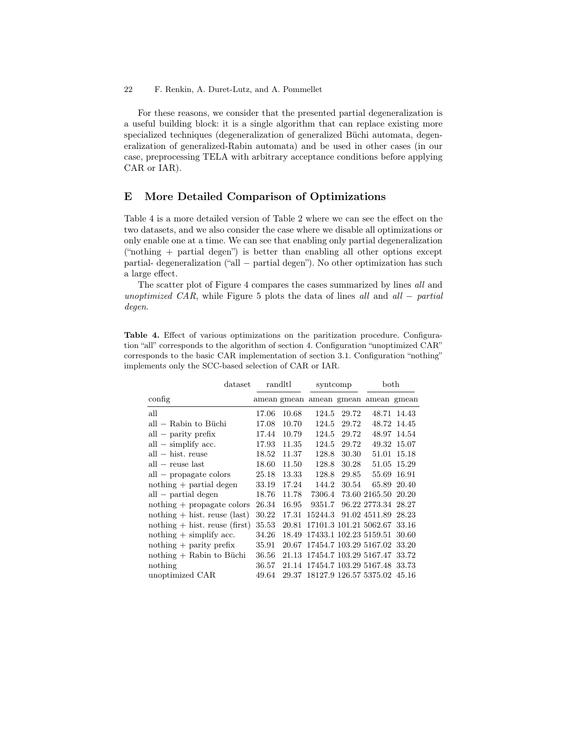For these reasons, we consider that the presented partial degeneralization is a useful building block: it is a single algorithm that can replace existing more specialized techniques (degeneralization of generalized Büchi automata, degeneralization of generalized-Rabin automata) and be used in other cases (in our case, preprocessing TELA with arbitrary acceptance conditions before applying CAR or IAR).

## E More Detailed Comparison of Optimizations

Table 4 is a more detailed version of Table 2 where we can see the effect on the two datasets, and we also consider the case where we disable all optimizations or only enable one at a time. We can see that enabling only partial degeneralization ("nothing + partial degen") is better than enabling all other options except partial- degeneralization ("all − partial degen"). No other optimization has such a large effect.

The scatter plot of Figure 4 compares the cases summarized by lines *all* and *unoptimized CAR*, while Figure 5 plots the data of lines *all* and *all − partial degen*.

**Table 4.** Effect of various optimizations on the paritization procedure. Configuration "all" corresponds to the algorithm of section 4. Configuration "unoptimized CAR" corresponds to the basic CAR implementation of section 3.1. Configuration "nothing" implements only the SCC-based selection of CAR or IAR.

| dataset | randltl | | syntcomp | | both | |
|---|---|---|---|---|---|---|
| config | amean | gmean | amean | gmean | amean | gmean |
| all | 17.06 | 10.68 | 124.5 | 29.72 | 48.71 | 14.43 |
| all − Rabin to Büchi | 17.08 | 10.70 | 124.5 | 29.72 | 48.72 | 14.45 |
| all − parity prefix | 17.44 | 10.79 | 124.5 | 29.72 | 48.97 | 14.54 |
| all − simplify acc. | 17.93 | 11.35 | 124.5 | 29.72 | 49.32 | 15.07 |
| all − hist. reuse | 18.52 | 11.37 | 128.8 | 30.30 | 51.01 | 15.18 |
| all − reuse last | 18.60 | 11.50 | 128.8 | 30.28 | 51.05 | 15.29 |
| all − propagate colors | 25.18 | 13.33 | 128.8 | 29.85 | 55.69 | 16.91 |
| nothing + partial degen | 33.19 | 17.24 | 144.2 | 30.54 | 65.89 | 20.40 |
| all − partial degen | 18.76 | 11.78 | 7306.4 | 73.60 | 2165.50 | 20.20 |
| nothing + propagate colors | 26.34 | 16.95 | 9351.7 | 96.22 | 2773.34 | 28.27 |
| nothing + hist. reuse (last) | 30.22 | 17.31 | 15244.3 | 91.02 | 4511.89 | 28.23 |
| nothing + hist. reuse (first) | 35.53 | 20.81 | 17101.3 | 101.21 | 5062.67 | 33.16 |
| nothing + simplify acc. | 34.26 | 18.49 | 17433.1 | 102.23 | 5159.51 | 30.60 |
| nothing + parity prefix | 35.91 | 20.67 | 17454.7 | 103.29 | 5167.02 | 33.20 |
| nothing + Rabin to Büchi | 36.56 | 21.13 | 17454.7 | 103.29 | 5167.47 | 33.72 |
| nothing | 36.57 | 21.14 | 17454.7 | 103.29 | 5167.48 | 33.73 |
| unoptimized CAR | 49.64 | 29.37 | 18127.9 | 126.57 | 5375.02 | 45.16 |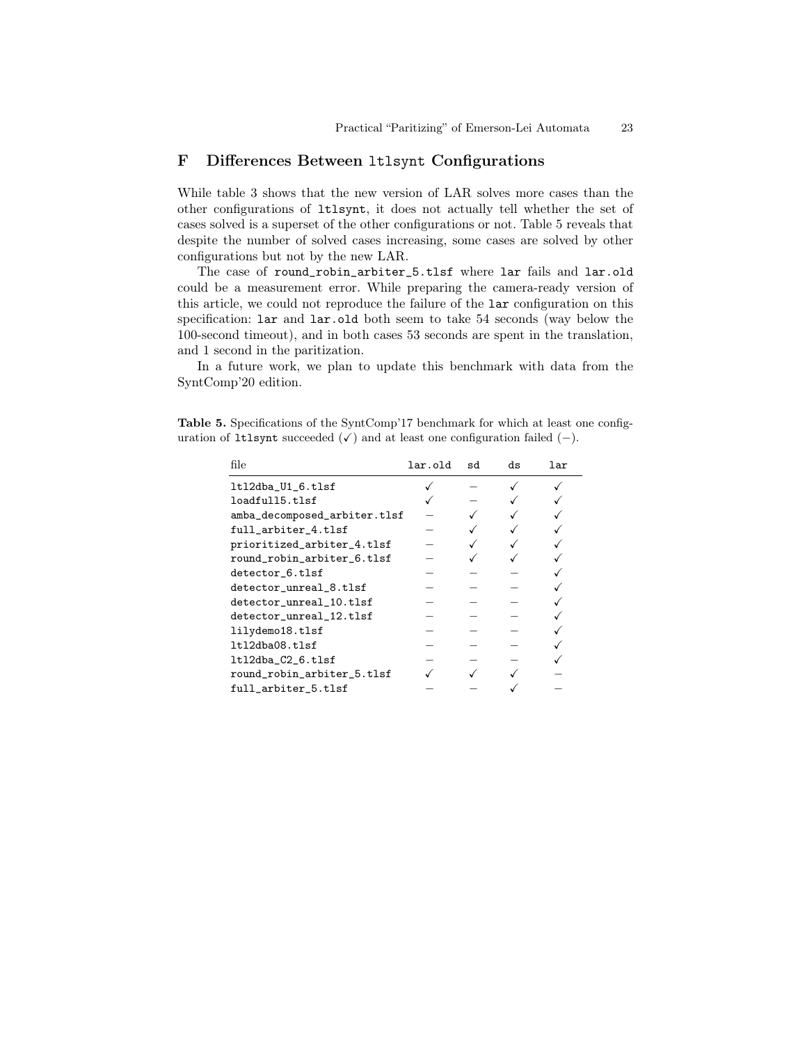# F Differences Between `ltlsynt` Configurations

While table 3 shows that the new version of LAR solves more cases than the other configurations of `ltlsynt`, it does not actually tell whether the set of cases solved is a superset of the other configurations or not. Table 5 reveals that despite the number of solved cases increasing, some cases are solved by other configurations but not by the new LAR.

The case of `round_robin_arbiter_5.tlsf` where `lar` fails and `lar.old` could be a measurement error. While preparing the camera-ready version of this article, we could not reproduce the failure of the `lar` configuration on this specification: `lar` and `lar.old` both seem to take 54 seconds (way below the 100-second timeout), and in both cases 53 seconds are spent in the translation, and 1 second in the paritization.

In a future work, we plan to update this benchmark with data from the SyntComp'20 edition.

**Table 5.** Specifications of the SyntComp'17 benchmark for which at least one configuration of `ltlsynt` succeeded (✓) and at least one configuration failed (−).

| file | `lar.old` | `sd` | `ds` | `lar` |
|---|---|---|---|---|
| `ltl2dba_U1_6.tlsf` | ✓ | − | ✓ | ✓ |
| `loadfull5.tlsf` | ✓ | − | ✓ | ✓ |
| `amba_decomposed_arbiter.tlsf` | − | ✓ | ✓ | ✓ |
| `full_arbiter_4.tlsf` | − | ✓ | ✓ | ✓ |
| `prioritized_arbiter_4.tlsf` | − | ✓ | ✓ | ✓ |
| `round_robin_arbiter_6.tlsf` | − | ✓ | ✓ | ✓ |
| `detector_6.tlsf` | − | − | − | ✓ |
| `detector_unreal_8.tlsf` | − | − | − | ✓ |
| `detector_unreal_10.tlsf` | − | − | − | ✓ |
| `detector_unreal_12.tlsf` | − | − | − | ✓ |
| `lilydemo18.tlsf` | − | − | − | ✓ |
| `ltl2dba08.tlsf` | − | − | − | ✓ |
| `ltl2dba_C2_6.tlsf` | − | − | − | ✓ |
| `round_robin_arbiter_5.tlsf` | ✓ | ✓ | ✓ | − |
| `full_arbiter_5.tlsf` | − | − | ✓ | − |